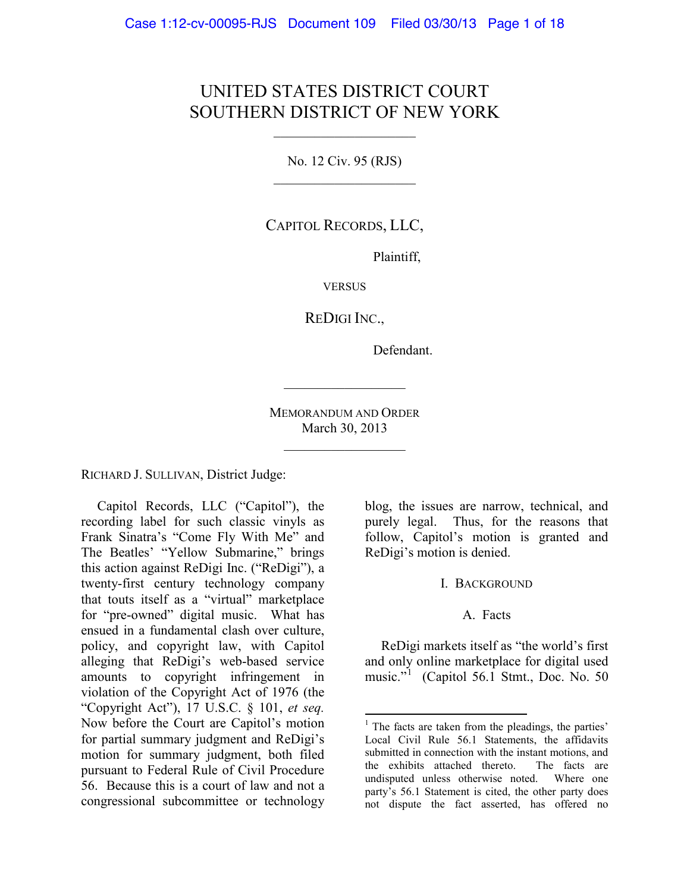# UNITED STATES DISTRICT COURT
# SOUTHERN DISTRICT OF NEW YORK

---

No. 12 Civ. 95 (RJS)

---

CAPITOL RECORDS, LLC,

Plaintiff,

VERSUS

REDIGI INC.,

Defendant.

---

MEMORANDUM AND ORDER
March 30, 2013

---

RICHARD J. SULLIVAN, District Judge:

Capitol Records, LLC ("Capitol"), the recording label for such classic vinyls as Frank Sinatra's "Come Fly With Me" and The Beatles' "Yellow Submarine," brings this action against ReDigi Inc. ("ReDigi"), a twenty-first century technology company that touts itself as a "virtual" marketplace for "pre-owned" digital music. What has ensued in a fundamental clash over culture, policy, and copyright law, with Capitol alleging that ReDigi's web-based service amounts to copyright infringement in violation of the Copyright Act of 1976 (the "Copyright Act"), 17 U.S.C. § 101, *et seq.* Now before the Court are Capitol's motion for partial summary judgment and ReDigi's motion for summary judgment, both filed pursuant to Federal Rule of Civil Procedure 56. Because this is a court of law and not a congressional subcommittee or technology blog, the issues are narrow, technical, and purely legal. Thus, for the reasons that follow, Capitol's motion is granted and ReDigi's motion is denied.

## I. BACKGROUND

### A. Facts

ReDigi markets itself as "the world's first and only online marketplace for digital used music."[1] (Capitol 56.1 Stmt., Doc. No. 50

---

[1] The facts are taken from the pleadings, the parties' Local Civil Rule 56.1 Statements, the affidavits submitted in connection with the instant motions, and the exhibits attached thereto. The facts are undisputed unless otherwise noted. Where one party's 56.1 Statement is cited, the other party does not dispute the fact asserted, has offered no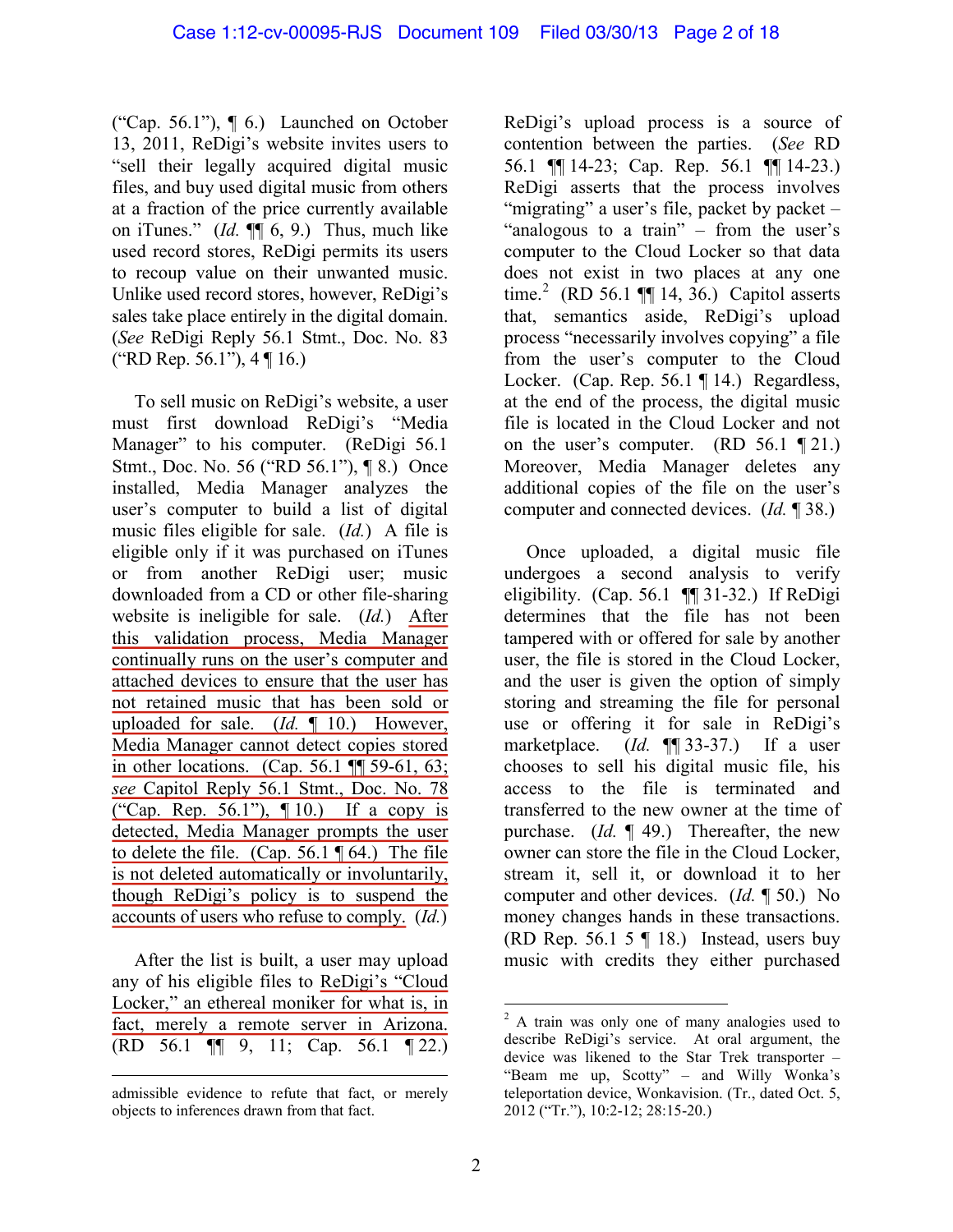("Cap. 56.1"), ¶ 6.) Launched on October 13, 2011, ReDigi's website invites users to "sell their legally acquired digital music files, and buy used digital music from others at a fraction of the price currently available on iTunes." (*Id.* ¶¶ 6, 9.) Thus, much like used record stores, ReDigi permits its users to recoup value on their unwanted music. Unlike used record stores, however, ReDigi's sales take place entirely in the digital domain. (*See* ReDigi Reply 56.1 Stmt., Doc. No. 83 ("RD Rep. 56.1"), 4 ¶ 16.)

To sell music on ReDigi's website, a user must first download ReDigi's "Media Manager" to his computer. (ReDigi 56.1 Stmt., Doc. No. 56 ("RD 56.1"), ¶ 8.) Once installed, Media Manager analyzes the user's computer to build a list of digital music files eligible for sale. (*Id.*) A file is eligible only if it was purchased on iTunes or from another ReDigi user; music downloaded from a CD or other file-sharing website is ineligible for sale. (*Id.*) After this validation process, Media Manager continually runs on the user's computer and attached devices to ensure that the user has not retained music that has been sold or uploaded for sale. (*Id.* ¶ 10.) However, Media Manager cannot detect copies stored in other locations. (Cap. 56.1 ¶¶ 59-61, 63; *see* Capitol Reply 56.1 Stmt., Doc. No. 78 ("Cap. Rep. 56.1"), ¶ 10.) If a copy is detected, Media Manager prompts the user to delete the file. (Cap. 56.1 ¶ 64.) The file is not deleted automatically or involuntarily, though ReDigi's policy is to suspend the accounts of users who refuse to comply. (*Id.*)

After the list is built, a user may upload any of his eligible files to ReDigi's "Cloud Locker," an ethereal moniker for what is, in fact, merely a remote server in Arizona. (RD 56.1 ¶¶ 9, 11; Cap. 56.1 ¶ 22.) ReDigi's upload process is a source of contention between the parties. (*See* RD 56.1 ¶¶ 14-23; Cap. Rep. 56.1 ¶¶ 14-23.) ReDigi asserts that the process involves "migrating" a user's file, packet by packet – "analogous to a train" – from the user's computer to the Cloud Locker so that data does not exist in two places at any one time.[2] (RD 56.1 ¶¶ 14, 36.) Capitol asserts that, semantics aside, ReDigi's upload process "necessarily involves copying" a file from the user's computer to the Cloud Locker. (Cap. Rep. 56.1 ¶ 14.) Regardless, at the end of the process, the digital music file is located in the Cloud Locker and not on the user's computer. (RD 56.1 ¶ 21.) Moreover, Media Manager deletes any additional copies of the file on the user's computer and connected devices. (*Id.* ¶ 38.)

Once uploaded, a digital music file undergoes a second analysis to verify eligibility. (Cap. 56.1 ¶¶ 31-32.) If ReDigi determines that the file has not been tampered with or offered for sale by another user, the file is stored in the Cloud Locker, and the user is given the option of simply storing and streaming the file for personal use or offering it for sale in ReDigi's marketplace. (*Id.* ¶¶ 33-37.) If a user chooses to sell his digital music file, his access to the file is terminated and transferred to the new owner at the time of purchase. (*Id.* ¶ 49.) Thereafter, the new owner can store the file in the Cloud Locker, stream it, sell it, or download it to her computer and other devices. (*Id.* ¶ 50.) No money changes hands in these transactions. (RD Rep. 56.1 5 ¶ 18.) Instead, users buy music with credits they either purchased

---

admissible evidence to refute that fact, or merely objects to inferences drawn from that fact.

[2] A train was only one of many analogies used to describe ReDigi's service. At oral argument, the device was likened to the Star Trek transporter – "Beam me up, Scotty" – and Willy Wonka's teleportation device, Wonkavision. (Tr., dated Oct. 5, 2012 ("Tr."), 10:2-12; 28:15-20.)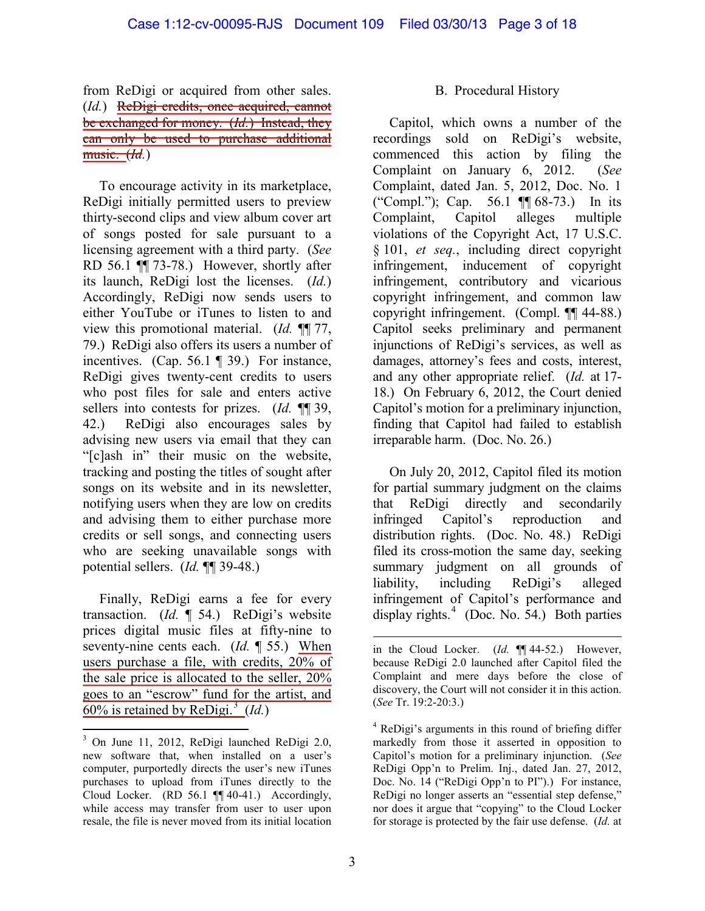from ReDigi or acquired from other sales. (*Id.*) ~~ReDigi credits, once acquired, cannot be exchanged for money. (*Id.*) Instead, they can only be used to purchase additional music. (*Id.*)~~

To encourage activity in its marketplace, ReDigi initially permitted users to preview thirty-second clips and view album cover art of songs posted for sale pursuant to a licensing agreement with a third party. (*See* RD 56.1 ¶¶ 73-78.) However, shortly after its launch, ReDigi lost the licenses. (*Id.*) Accordingly, ReDigi now sends users to either YouTube or iTunes to listen to and view this promotional material. (*Id.* ¶¶ 77, 79.) ReDigi also offers its users a number of incentives. (Cap. 56.1 ¶ 39.) For instance, ReDigi gives twenty-cent credits to users who post files for sale and enters active sellers into contests for prizes. (*Id.* ¶¶ 39, 42.) ReDigi also encourages sales by advising new users via email that they can "[c]ash in" their music on the website, tracking and posting the titles of sought after songs on its website and in its newsletter, notifying users when they are low on credits and advising them to either purchase more credits or sell songs, and connecting users who are seeking unavailable songs with potential sellers. (*Id.* ¶¶ 39-48.)

Finally, ReDigi earns a fee for every transaction. (*Id.* ¶ 54.) ReDigi's website prices digital music files at fifty-nine to seventy-nine cents each. (*Id.* ¶ 55.) <u>When users purchase a file, with credits, 20% of the sale price is allocated to the seller, 20% goes to an "escrow" fund for the artist, and 60% is retained by ReDigi.</u>[3] (*Id.*)

## B. Procedural History

Capitol, which owns a number of the recordings sold on ReDigi's website, commenced this action by filing the Complaint on January 6, 2012. (*See* Complaint, dated Jan. 5, 2012, Doc. No. 1 ("Compl."); Cap. 56.1 ¶¶ 68-73.) In its Complaint, Capitol alleges multiple violations of the Copyright Act, 17 U.S.C. § 101, *et seq.*, including direct copyright infringement, inducement of copyright infringement, contributory and vicarious copyright infringement, and common law copyright infringement. (Compl. ¶¶ 44-88.) Capitol seeks preliminary and permanent injunctions of ReDigi's services, as well as damages, attorney's fees and costs, interest, and any other appropriate relief. (*Id.* at 17-18.) On February 6, 2012, the Court denied Capitol's motion for a preliminary injunction, finding that Capitol had failed to establish irreparable harm. (Doc. No. 26.)

On July 20, 2012, Capitol filed its motion for partial summary judgment on the claims that ReDigi directly and secondarily infringed Capitol's reproduction and distribution rights. (Doc. No. 48.) ReDigi filed its cross-motion the same day, seeking summary judgment on all grounds of liability, including ReDigi's alleged infringement of Capitol's performance and display rights.[4] (Doc. No. 54.) Both parties

---

[3] On June 11, 2012, ReDigi launched ReDigi 2.0, new software that, when installed on a user's computer, purportedly directs the user's new iTunes purchases to upload from iTunes directly to the Cloud Locker. (RD 56.1 ¶¶ 40-41.) Accordingly, while access may transfer from user to user upon resale, the file is never moved from its initial location in the Cloud Locker. (*Id.* ¶¶ 44-52.) However, because ReDigi 2.0 launched after Capitol filed the Complaint and mere days before the close of discovery, the Court will not consider it in this action. (*See* Tr. 19:2-20:3.)

[4] ReDigi's arguments in this round of briefing differ markedly from those it asserted in opposition to Capitol's motion for a preliminary injunction. (*See* ReDigi Opp'n to Prelim. Inj., dated Jan. 27, 2012, Doc. No. 14 ("ReDigi Opp'n to PI").) For instance, ReDigi no longer asserts an "essential step defense," nor does it argue that "copying" to the Cloud Locker for storage is protected by the fair use defense. (*Id.* at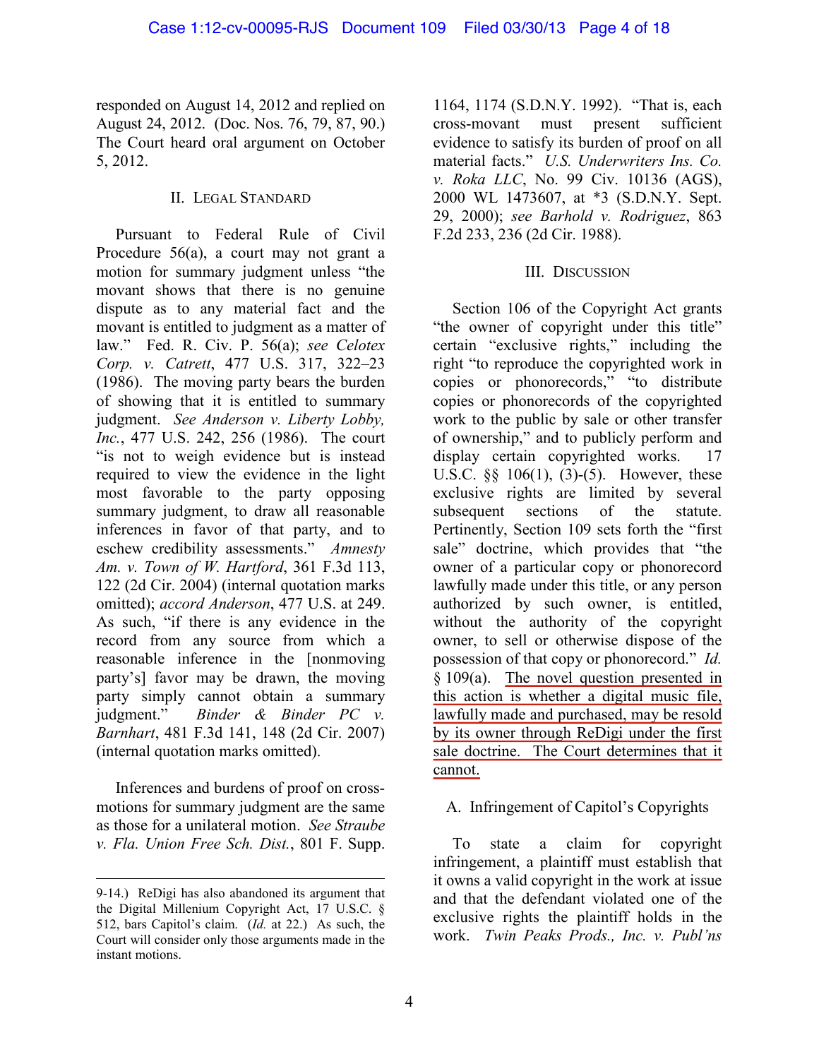responded on August 14, 2012 and replied on August 24, 2012. (Doc. Nos. 76, 79, 87, 90.) The Court heard oral argument on October 5, 2012.

## II. Legal Standard

Pursuant to Federal Rule of Civil Procedure 56(a), a court may not grant a motion for summary judgment unless "the movant shows that there is no genuine dispute as to any material fact and the movant is entitled to judgment as a matter of law." Fed. R. Civ. P. 56(a); *see Celotex Corp. v. Catrett*, 477 U.S. 317, 322–23 (1986). The moving party bears the burden of showing that it is entitled to summary judgment. *See Anderson v. Liberty Lobby, Inc.*, 477 U.S. 242, 256 (1986). The court "is not to weigh evidence but is instead required to view the evidence in the light most favorable to the party opposing summary judgment, to draw all reasonable inferences in favor of that party, and to eschew credibility assessments." *Amnesty Am. v. Town of W. Hartford*, 361 F.3d 113, 122 (2d Cir. 2004) (internal quotation marks omitted); *accord Anderson*, 477 U.S. at 249. As such, "if there is any evidence in the record from any source from which a reasonable inference in the [nonmoving party's] favor may be drawn, the moving party simply cannot obtain a summary judgment." *Binder & Binder PC v. Barnhart*, 481 F.3d 141, 148 (2d Cir. 2007) (internal quotation marks omitted).

Inferences and burdens of proof on cross-motions for summary judgment are the same as those for a unilateral motion. *See Straube v. Fla. Union Free Sch. Dist.*, 801 F. Supp. 1164, 1174 (S.D.N.Y. 1992). "That is, each cross-movant must present sufficient evidence to satisfy its burden of proof on all material facts." *U.S. Underwriters Ins. Co. v. Roka LLC*, No. 99 Civ. 10136 (AGS), 2000 WL 1473607, at *3 (S.D.N.Y. Sept. 29, 2000); *see Barhold v. Rodriguez*, 863 F.2d 233, 236 (2d Cir. 1988).

## III. Discussion

Section 106 of the Copyright Act grants "the owner of copyright under this title" certain "exclusive rights," including the right "to reproduce the copyrighted work in copies or phonorecords," "to distribute copies or phonorecords of the copyrighted work to the public by sale or other transfer of ownership," and to publicly perform and display certain copyrighted works. 17 U.S.C. §§ 106(1), (3)-(5). However, these exclusive rights are limited by several subsequent sections of the statute. Pertinently, Section 109 sets forth the "first sale" doctrine, which provides that "the owner of a particular copy or phonorecord lawfully made under this title, or any person authorized by such owner, is entitled, without the authority of the copyright owner, to sell or otherwise dispose of the possession of that copy or phonorecord." *Id.* § 109(a). The novel question presented in this action is whether a digital music file, lawfully made and purchased, may be resold by its owner through ReDigi under the first sale doctrine. The Court determines that it cannot.

### A. Infringement of Capitol's Copyrights

To state a claim for copyright infringement, a plaintiff must establish that it owns a valid copyright in the work at issue and that the defendant violated one of the exclusive rights the plaintiff holds in the work. *Twin Peaks Prods., Inc. v. Publ'ns*

---

9-14.) ReDigi has also abandoned its argument that the Digital Millenium Copyright Act, 17 U.S.C. § 512, bars Capitol's claim. (*Id.* at 22.) As such, the Court will consider only those arguments made in the instant motions.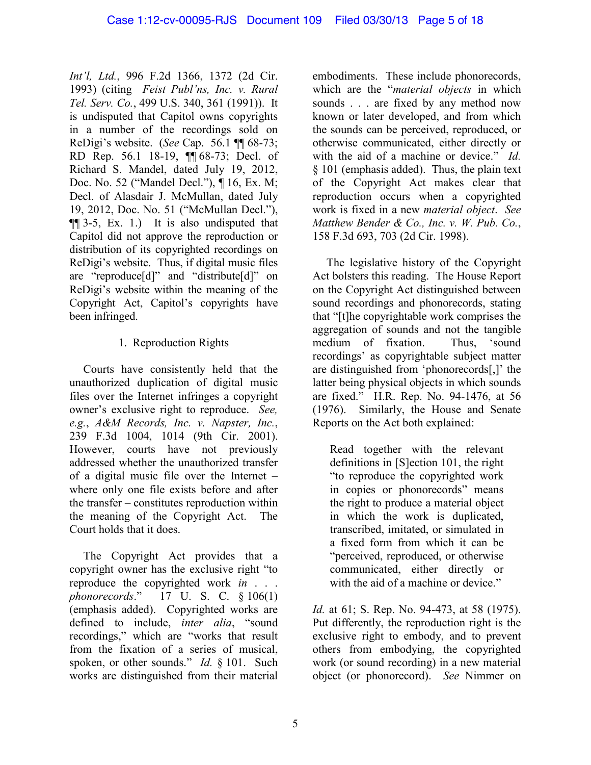*Int'l, Ltd.*, 996 F.2d 1366, 1372 (2d Cir. 1993) (citing *Feist Publ'ns, Inc. v. Rural Tel. Serv. Co.*, 499 U.S. 340, 361 (1991)). It is undisputed that Capitol owns copyrights in a number of the recordings sold on ReDigi's website. (*See* Cap. 56.1 ¶¶ 68-73; RD Rep. 56.1 18-19, ¶¶ 68-73; Decl. of Richard S. Mandel, dated July 19, 2012, Doc. No. 52 ("Mandel Decl."), ¶ 16, Ex. M; Decl. of Alasdair J. McMullan, dated July 19, 2012, Doc. No. 51 ("McMullan Decl."), ¶¶ 3-5, Ex. 1.) It is also undisputed that Capitol did not approve the reproduction or distribution of its copyrighted recordings on ReDigi's website. Thus, if digital music files are "reproduce[d]" and "distribute[d]" on ReDigi's website within the meaning of the Copyright Act, Capitol's copyrights have been infringed.

1. Reproduction Rights

Courts have consistently held that the unauthorized duplication of digital music files over the Internet infringes a copyright owner's exclusive right to reproduce. *See, e.g.*, *A&M Records, Inc. v. Napster, Inc.*, 239 F.3d 1004, 1014 (9th Cir. 2001). However, courts have not previously addressed whether the unauthorized transfer of a digital music file over the Internet – where only one file exists before and after the transfer – constitutes reproduction within the meaning of the Copyright Act. The Court holds that it does.

The Copyright Act provides that a copyright owner has the exclusive right "to reproduce the copyrighted work *in* . . . *phonorecords*." 17 U. S. C. § 106(1) (emphasis added). Copyrighted works are defined to include, *inter alia*, "sound recordings," which are "works that result from the fixation of a series of musical, spoken, or other sounds." *Id.* § 101. Such works are distinguished from their material embodiments. These include phonorecords, which are the "*material objects* in which sounds . . . are fixed by any method now known or later developed, and from which the sounds can be perceived, reproduced, or otherwise communicated, either directly or with the aid of a machine or device." *Id.* § 101 (emphasis added). Thus, the plain text of the Copyright Act makes clear that reproduction occurs when a copyrighted work is fixed in a new *material object*. *See Matthew Bender & Co., Inc. v. W. Pub. Co.*, 158 F.3d 693, 703 (2d Cir. 1998).

The legislative history of the Copyright Act bolsters this reading. The House Report on the Copyright Act distinguished between sound recordings and phonorecords, stating that "[t]he copyrightable work comprises the aggregation of sounds and not the tangible medium of fixation. Thus, 'sound recordings' as copyrightable subject matter are distinguished from 'phonorecords[,]' the latter being physical objects in which sounds are fixed." H.R. Rep. No. 94-1476, at 56 (1976). Similarly, the House and Senate Reports on the Act both explained:

> Read together with the relevant definitions in [S]ection 101, the right "to reproduce the copyrighted work in copies or phonorecords" means the right to produce a material object in which the work is duplicated, transcribed, imitated, or simulated in a fixed form from which it can be "perceived, reproduced, or otherwise communicated, either directly or with the aid of a machine or device."

*Id.* at 61; S. Rep. No. 94-473, at 58 (1975). Put differently, the reproduction right is the exclusive right to embody, and to prevent others from embodying, the copyrighted work (or sound recording) in a new material object (or phonorecord). *See* Nimmer on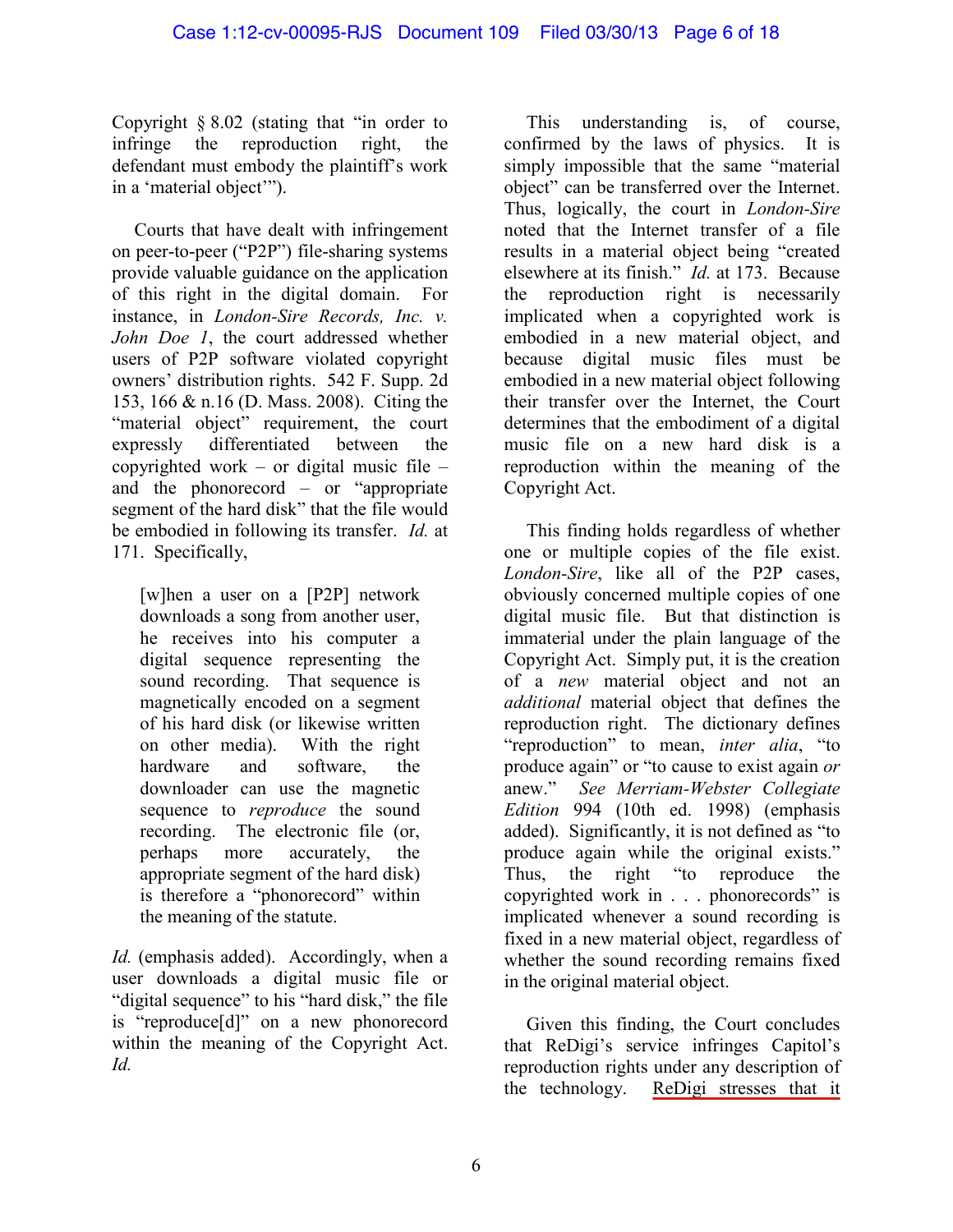Copyright § 8.02 (stating that "in order to infringe the reproduction right, the defendant must embody the plaintiff's work in a 'material object'").

Courts that have dealt with infringement on peer-to-peer ("P2P") file-sharing systems provide valuable guidance on the application of this right in the digital domain. For instance, in *London-Sire Records, Inc. v. John Doe 1*, the court addressed whether users of P2P software violated copyright owners' distribution rights. 542 F. Supp. 2d 153, 166 & n.16 (D. Mass. 2008). Citing the "material object" requirement, the court expressly differentiated between the copyrighted work – or digital music file – and the phonorecord – or "appropriate segment of the hard disk" that the file would be embodied in following its transfer. *Id.* at 171. Specifically,

> [w]hen a user on a [P2P] network downloads a song from another user, he receives into his computer a digital sequence representing the sound recording. That sequence is magnetically encoded on a segment of his hard disk (or likewise written on other media). With the right hardware and software, the downloader can use the magnetic sequence to *reproduce* the sound recording. The electronic file (or, perhaps more accurately, the appropriate segment of the hard disk) is therefore a "phonorecord" within the meaning of the statute.

*Id.* (emphasis added). Accordingly, when a user downloads a digital music file or "digital sequence" to his "hard disk," the file is "reproduce[d]" on a new phonorecord within the meaning of the Copyright Act. *Id.*

This understanding is, of course, confirmed by the laws of physics. It is simply impossible that the same "material object" can be transferred over the Internet. Thus, logically, the court in *London-Sire* noted that the Internet transfer of a file results in a material object being "created elsewhere at its finish." *Id.* at 173. Because the reproduction right is necessarily implicated when a copyrighted work is embodied in a new material object, and because digital music files must be embodied in a new material object following their transfer over the Internet, the Court determines that the embodiment of a digital music file on a new hard disk is a reproduction within the meaning of the Copyright Act.

This finding holds regardless of whether one or multiple copies of the file exist. *London-Sire*, like all of the P2P cases, obviously concerned multiple copies of one digital music file. But that distinction is immaterial under the plain language of the Copyright Act. Simply put, it is the creation of a *new* material object and not an *additional* material object that defines the reproduction right. The dictionary defines "reproduction" to mean, *inter alia*, "to produce again" or "to cause to exist again *or* anew." *See Merriam-Webster Collegiate Edition* 994 (10th ed. 1998) (emphasis added). Significantly, it is not defined as "to produce again while the original exists." Thus, the right "to reproduce the copyrighted work in . . . phonorecords" is implicated whenever a sound recording is fixed in a new material object, regardless of whether the sound recording remains fixed in the original material object.

Given this finding, the Court concludes that ReDigi's service infringes Capitol's reproduction rights under any description of the technology. ReDigi stresses that it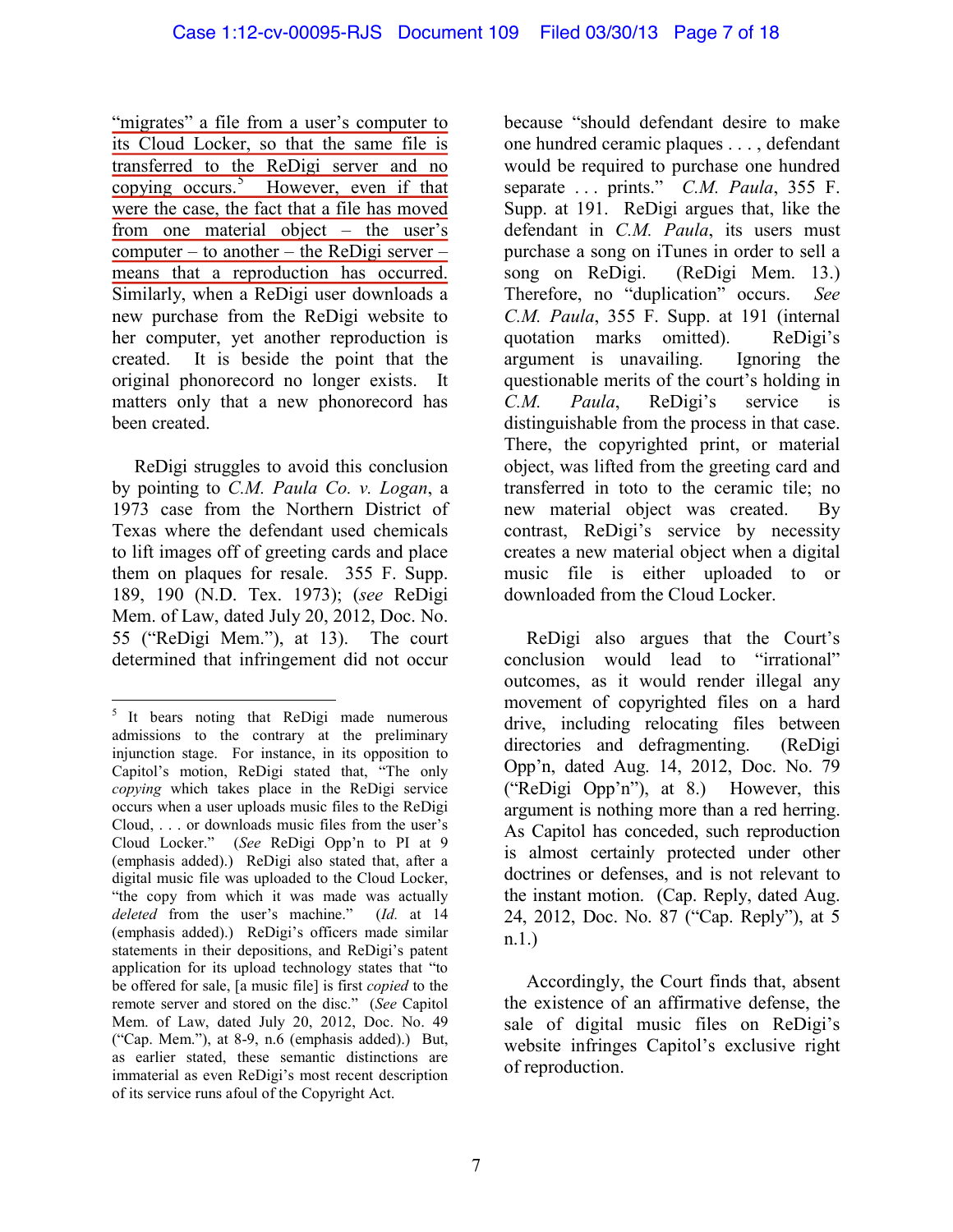"migrates" a file from a user's computer to its Cloud Locker, so that the same file is transferred to the ReDigi server and no copying occurs.[5] However, even if that were the case, the fact that a file has moved from one material object – the user's computer – to another – the ReDigi server – means that a reproduction has occurred. Similarly, when a ReDigi user downloads a new purchase from the ReDigi website to her computer, yet another reproduction is created. It is beside the point that the original phonorecord no longer exists. It matters only that a new phonorecord has been created.

ReDigi struggles to avoid this conclusion by pointing to *C.M. Paula Co. v. Logan*, a 1973 case from the Northern District of Texas where the defendant used chemicals to lift images off of greeting cards and place them on plaques for resale. 355 F. Supp. 189, 190 (N.D. Tex. 1973); (*see* ReDigi Mem. of Law, dated July 20, 2012, Doc. No. 55 ("ReDigi Mem."), at 13). The court determined that infringement did not occur because "should defendant desire to make one hundred ceramic plaques . . . , defendant would be required to purchase one hundred separate . . . prints." *C.M. Paula*, 355 F. Supp. at 191. ReDigi argues that, like the defendant in *C.M. Paula*, its users must purchase a song on iTunes in order to sell a song on ReDigi. (ReDigi Mem. 13.) Therefore, no "duplication" occurs. *See C.M. Paula*, 355 F. Supp. at 191 (internal quotation marks omitted). ReDigi's argument is unavailing. Ignoring the questionable merits of the court's holding in *C.M. Paula*, ReDigi's service is distinguishable from the process in that case. There, the copyrighted print, or material object, was lifted from the greeting card and transferred in toto to the ceramic tile; no new material object was created. By contrast, ReDigi's service by necessity creates a new material object when a digital music file is either uploaded to or downloaded from the Cloud Locker.

ReDigi also argues that the Court's conclusion would lead to "irrational" outcomes, as it would render illegal any movement of copyrighted files on a hard drive, including relocating files between directories and defragmenting. (ReDigi Opp'n, dated Aug. 14, 2012, Doc. No. 79 ("ReDigi Opp'n"), at 8.) However, this argument is nothing more than a red herring. As Capitol has conceded, such reproduction is almost certainly protected under other doctrines or defenses, and is not relevant to the instant motion. (Cap. Reply, dated Aug. 24, 2012, Doc. No. 87 ("Cap. Reply"), at 5 n.1.)

Accordingly, the Court finds that, absent the existence of an affirmative defense, the sale of digital music files on ReDigi's website infringes Capitol's exclusive right of reproduction.

---

[5] It bears noting that ReDigi made numerous admissions to the contrary at the preliminary injunction stage. For instance, in its opposition to Capitol's motion, ReDigi stated that, "The only *copying* which takes place in the ReDigi service occurs when a user uploads music files to the ReDigi Cloud, . . . or downloads music files from the user's Cloud Locker." (*See* ReDigi Opp'n to PI at 9 (emphasis added).) ReDigi also stated that, after a digital music file was uploaded to the Cloud Locker, "the copy from which it was made was actually *deleted* from the user's machine." (*Id.* at 14 (emphasis added).) ReDigi's officers made similar statements in their depositions, and ReDigi's patent application for its upload technology states that "to be offered for sale, [a music file] is first *copied* to the remote server and stored on the disc." (*See* Capitol Mem. of Law, dated July 20, 2012, Doc. No. 49 ("Cap. Mem."), at 8-9, n.6 (emphasis added).) But, as earlier stated, these semantic distinctions are immaterial as even ReDigi's most recent description of its service runs afoul of the Copyright Act.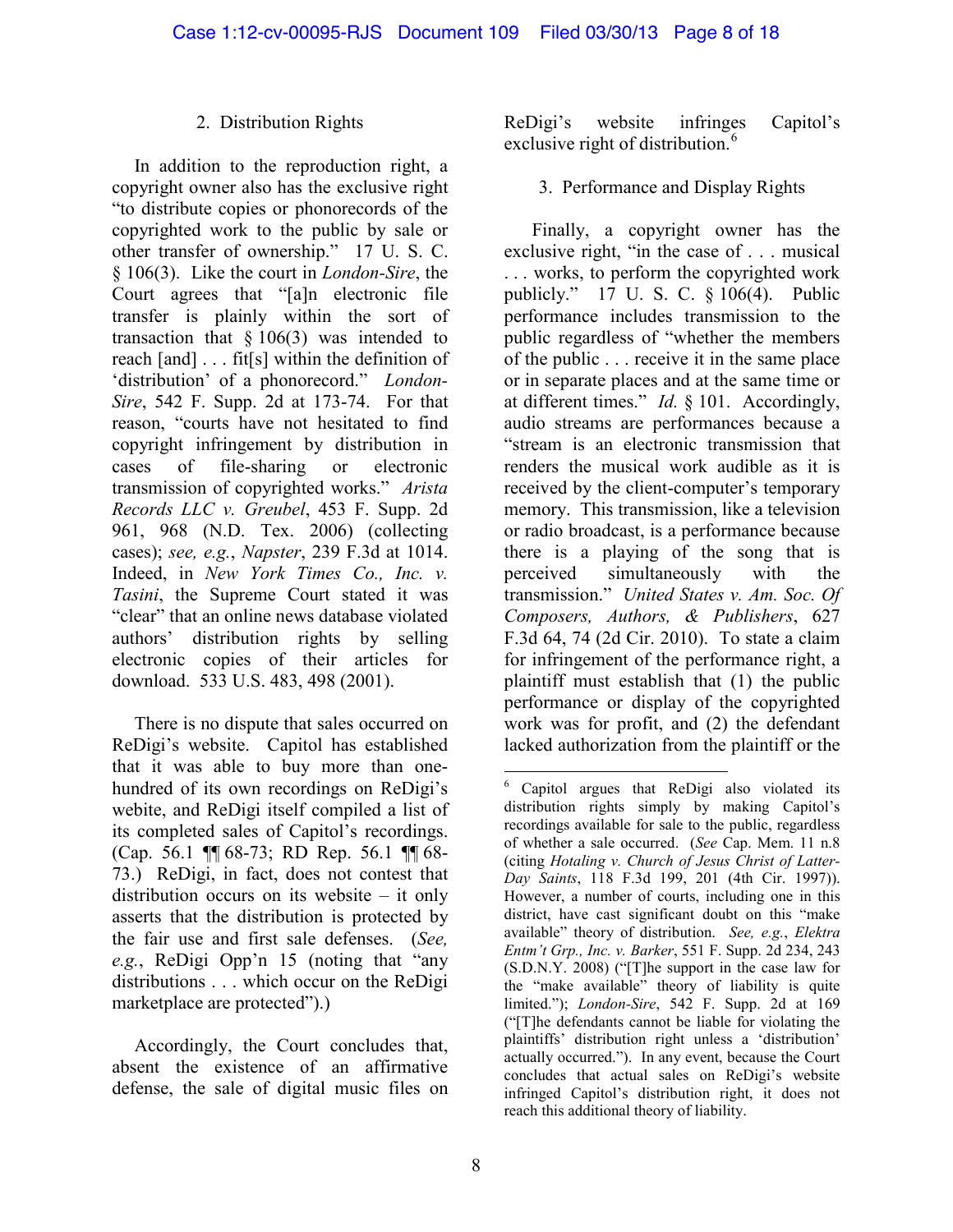### 2. Distribution Rights

In addition to the reproduction right, a copyright owner also has the exclusive right "to distribute copies or phonorecords of the copyrighted work to the public by sale or other transfer of ownership." 17 U. S. C. § 106(3). Like the court in *London-Sire*, the Court agrees that "[a]n electronic file transfer is plainly within the sort of transaction that § 106(3) was intended to reach [and] . . . fit[s] within the definition of 'distribution' of a phonorecord." *London-Sire*, 542 F. Supp. 2d at 173-74. For that reason, "courts have not hesitated to find copyright infringement by distribution in cases of file-sharing or electronic transmission of copyrighted works." *Arista Records LLC v. Greubel*, 453 F. Supp. 2d 961, 968 (N.D. Tex. 2006) (collecting cases); *see, e.g.*, *Napster*, 239 F.3d at 1014. Indeed, in *New York Times Co., Inc. v. Tasini*, the Supreme Court stated it was "clear" that an online news database violated authors' distribution rights by selling electronic copies of their articles for download. 533 U.S. 483, 498 (2001).

There is no dispute that sales occurred on ReDigi's website. Capitol has established that it was able to buy more than one-hundred of its own recordings on ReDigi's webite, and ReDigi itself compiled a list of its completed sales of Capitol's recordings. (Cap. 56.1 ¶¶ 68-73; RD Rep. 56.1 ¶¶ 68-73.) ReDigi, in fact, does not contest that distribution occurs on its website – it only asserts that the distribution is protected by the fair use and first sale defenses. (*See, e.g.*, ReDigi Opp'n 15 (noting that "any distributions . . . which occur on the ReDigi marketplace are protected").)

Accordingly, the Court concludes that, absent the existence of an affirmative defense, the sale of digital music files on ReDigi's website infringes Capitol's exclusive right of distribution.[6]

### 3. Performance and Display Rights

Finally, a copyright owner has the exclusive right, "in the case of . . . musical . . . works, to perform the copyrighted work publicly." 17 U. S. C. § 106(4). Public performance includes transmission to the public regardless of "whether the members of the public . . . receive it in the same place or in separate places and at the same time or at different times." *Id.* § 101. Accordingly, audio streams are performances because a "stream is an electronic transmission that renders the musical work audible as it is received by the client-computer's temporary memory. This transmission, like a television or radio broadcast, is a performance because there is a playing of the song that is perceived simultaneously with the transmission." *United States v. Am. Soc. Of Composers, Authors, & Publishers*, 627 F.3d 64, 74 (2d Cir. 2010). To state a claim for infringement of the performance right, a plaintiff must establish that (1) the public performance or display of the copyrighted work was for profit, and (2) the defendant lacked authorization from the plaintiff or the

---

[6] Capitol argues that ReDigi also violated its distribution rights simply by making Capitol's recordings available for sale to the public, regardless of whether a sale occurred. (*See* Cap. Mem. 11 n.8 (citing *Hotaling v. Church of Jesus Christ of Latter-Day Saints*, 118 F.3d 199, 201 (4th Cir. 1997)). However, a number of courts, including one in this district, have cast significant doubt on this "make available" theory of distribution. *See, e.g.*, *Elektra Entm't Grp., Inc. v. Barker*, 551 F. Supp. 2d 234, 243 (S.D.N.Y. 2008) ("[T]he support in the case law for the "make available" theory of liability is quite limited."); *London-Sire*, 542 F. Supp. 2d at 169 ("[T]he defendants cannot be liable for violating the plaintiffs' distribution right unless a 'distribution' actually occurred."). In any event, because the Court concludes that actual sales on ReDigi's website infringed Capitol's distribution right, it does not reach this additional theory of liability.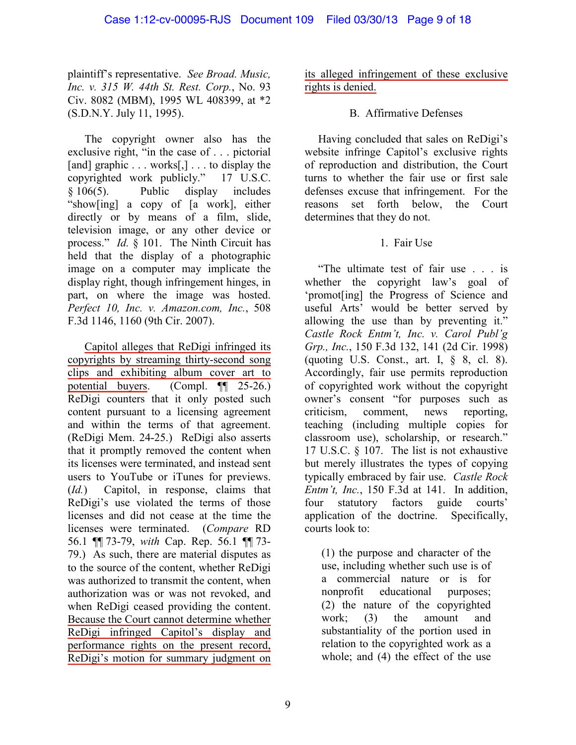plaintiff's representative. *See Broad. Music, Inc. v. 315 W. 44th St. Rest. Corp.*, No. 93 Civ. 8082 (MBM), 1995 WL 408399, at *2 (S.D.N.Y. July 11, 1995).

The copyright owner also has the exclusive right, "in the case of . . . pictorial [and] graphic . . . works[,] . . . to display the copyrighted work publicly." 17 U.S.C. § 106(5). Public display includes "show[ing] a copy of [a work], either directly or by means of a film, slide, television image, or any other device or process." *Id.* § 101. The Ninth Circuit has held that the display of a photographic image on a computer may implicate the display right, though infringement hinges, in part, on where the image was hosted. *Perfect 10, Inc. v. Amazon.com, Inc.*, 508 F.3d 1146, 1160 (9th Cir. 2007).

Capitol alleges that ReDigi infringed its copyrights by streaming thirty-second song clips and exhibiting album cover art to potential buyers. (Compl. ¶¶ 25-26.) ReDigi counters that it only posted such content pursuant to a licensing agreement and within the terms of that agreement. (ReDigi Mem. 24-25.) ReDigi also asserts that it promptly removed the content when its licenses were terminated, and instead sent users to YouTube or iTunes for previews. (*Id.*) Capitol, in response, claims that ReDigi's use violated the terms of those licenses and did not cease at the time the licenses were terminated. (*Compare* RD 56.1 ¶¶ 73-79, *with* Cap. Rep. 56.1 ¶¶ 73-79.) As such, there are material disputes as to the source of the content, whether ReDigi was authorized to transmit the content, when authorization was or was not revoked, and when ReDigi ceased providing the content. Because the Court cannot determine whether ReDigi infringed Capitol's display and performance rights on the present record, ReDigi's motion for summary judgment on its alleged infringement of these exclusive rights is denied.

### B. Affirmative Defenses

Having concluded that sales on ReDigi's website infringe Capitol's exclusive rights of reproduction and distribution, the Court turns to whether the fair use or first sale defenses excuse that infringement. For the reasons set forth below, the Court determines that they do not.

#### 1. Fair Use

"The ultimate test of fair use . . . is whether the copyright law's goal of 'promot[ing] the Progress of Science and useful Arts' would be better served by allowing the use than by preventing it." *Castle Rock Entm't, Inc. v. Carol Publ'g Grp., Inc.*, 150 F.3d 132, 141 (2d Cir. 1998) (quoting U.S. Const., art. I, § 8, cl. 8). Accordingly, fair use permits reproduction of copyrighted work without the copyright owner's consent "for purposes such as criticism, comment, news reporting, teaching (including multiple copies for classroom use), scholarship, or research." 17 U.S.C. § 107. The list is not exhaustive but merely illustrates the types of copying typically embraced by fair use. *Castle Rock Entm't, Inc.*, 150 F.3d at 141. In addition, four statutory factors guide courts' application of the doctrine. Specifically, courts look to:

> (1) the purpose and character of the use, including whether such use is of a commercial nature or is for nonprofit educational purposes; (2) the nature of the copyrighted work; (3) the amount and substantiality of the portion used in relation to the copyrighted work as a whole; and (4) the effect of the use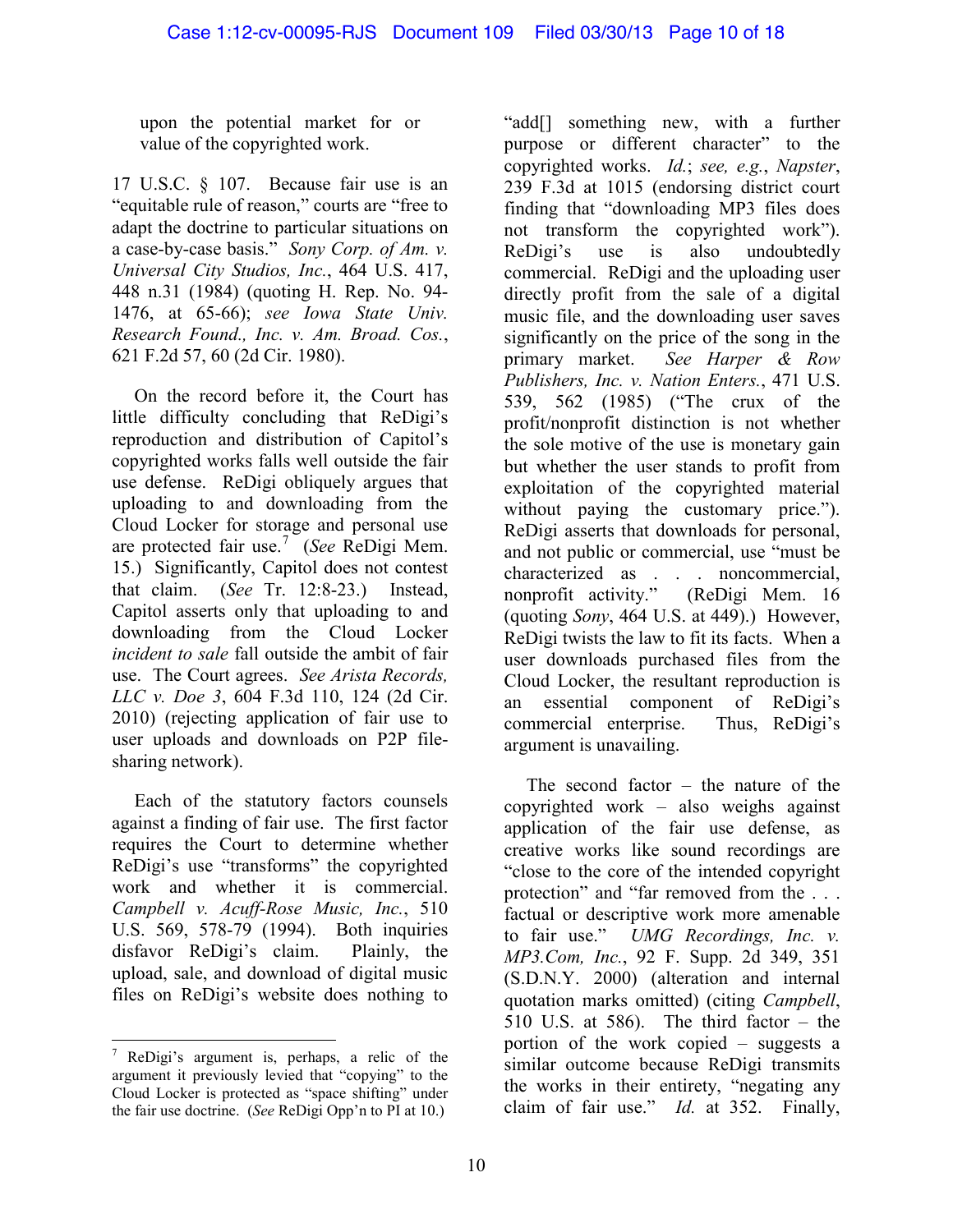> upon the potential market for or value of the copyrighted work.

17 U.S.C. § 107. Because fair use is an "equitable rule of reason," courts are "free to adapt the doctrine to particular situations on a case-by-case basis." *Sony Corp. of Am. v. Universal City Studios, Inc.*, 464 U.S. 417, 448 n.31 (1984) (quoting H. Rep. No. 94-1476, at 65-66); *see Iowa State Univ. Research Found., Inc. v. Am. Broad. Cos.*, 621 F.2d 57, 60 (2d Cir. 1980).

On the record before it, the Court has little difficulty concluding that ReDigi's reproduction and distribution of Capitol's copyrighted works falls well outside the fair use defense. ReDigi obliquely argues that uploading to and downloading from the Cloud Locker for storage and personal use are protected fair use.[7] (*See* ReDigi Mem. 15.) Significantly, Capitol does not contest that claim. (*See* Tr. 12:8-23.) Instead, Capitol asserts only that uploading to and downloading from the Cloud Locker *incident to sale* fall outside the ambit of fair use. The Court agrees. *See Arista Records, LLC v. Doe 3*, 604 F.3d 110, 124 (2d Cir. 2010) (rejecting application of fair use to user uploads and downloads on P2P file-sharing network).

Each of the statutory factors counsels against a finding of fair use. The first factor requires the Court to determine whether ReDigi's use "transforms" the copyrighted work and whether it is commercial. *Campbell v. Acuff-Rose Music, Inc.*, 510 U.S. 569, 578-79 (1994). Both inquiries disfavor ReDigi's claim. Plainly, the upload, sale, and download of digital music files on ReDigi's website does nothing to "add[] something new, with a further purpose or different character" to the copyrighted works. *Id.*; *see, e.g.*, *Napster*, 239 F.3d at 1015 (endorsing district court finding that "downloading MP3 files does not transform the copyrighted work"). ReDigi's use is also undoubtedly commercial. ReDigi and the uploading user directly profit from the sale of a digital music file, and the downloading user saves significantly on the price of the song in the primary market. *See Harper & Row Publishers, Inc. v. Nation Enters.*, 471 U.S. 539, 562 (1985) ("The crux of the profit/nonprofit distinction is not whether the sole motive of the use is monetary gain but whether the user stands to profit from exploitation of the copyrighted material without paying the customary price."). ReDigi asserts that downloads for personal, and not public or commercial, use "must be characterized as . . . noncommercial, nonprofit activity." (ReDigi Mem. 16 (quoting *Sony*, 464 U.S. at 449).) However, ReDigi twists the law to fit its facts. When a user downloads purchased files from the Cloud Locker, the resultant reproduction is an essential component of ReDigi's commercial enterprise. Thus, ReDigi's argument is unavailing.

The second factor – the nature of the copyrighted work – also weighs against application of the fair use defense, as creative works like sound recordings are "close to the core of the intended copyright protection" and "far removed from the . . . factual or descriptive work more amenable to fair use." *UMG Recordings, Inc. v. MP3.Com, Inc.*, 92 F. Supp. 2d 349, 351 (S.D.N.Y. 2000) (alteration and internal quotation marks omitted) (citing *Campbell*, 510 U.S. at 586). The third factor – the portion of the work copied – suggests a similar outcome because ReDigi transmits the works in their entirety, "negating any claim of fair use." *Id.* at 352. Finally,

---

[7] ReDigi's argument is, perhaps, a relic of the argument it previously levied that "copying" to the Cloud Locker is protected as "space shifting" under the fair use doctrine. (*See* ReDigi Opp'n to PI at 10.)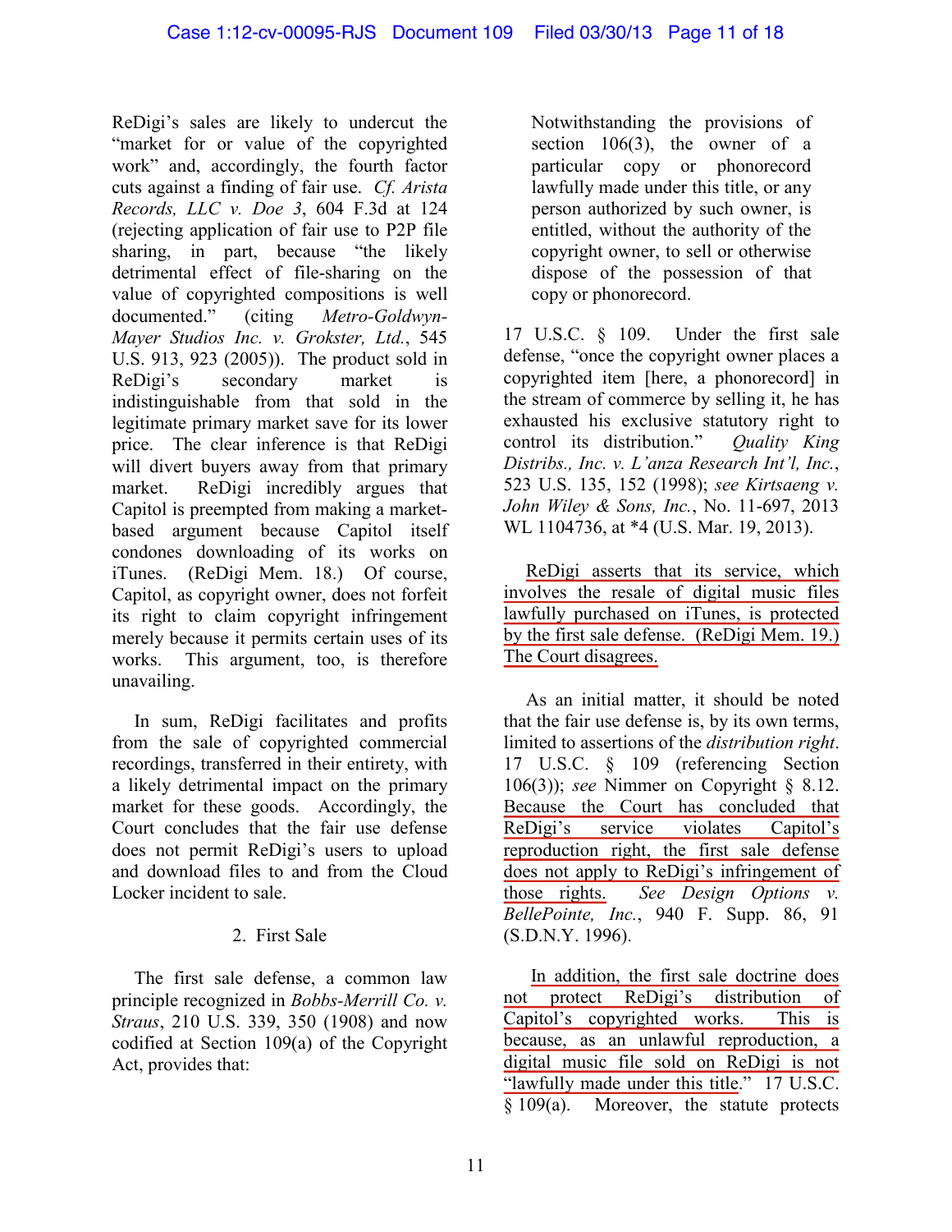ReDigi's sales are likely to undercut the "market for or value of the copyrighted work" and, accordingly, the fourth factor cuts against a finding of fair use. *Cf. Arista Records, LLC v. Doe 3*, 604 F.3d at 124 (rejecting application of fair use to P2P file sharing, in part, because "the likely detrimental effect of file-sharing on the value of copyrighted compositions is well documented." (citing *Metro-Goldwyn-Mayer Studios Inc. v. Grokster, Ltd.*, 545 U.S. 913, 923 (2005)). The product sold in ReDigi's secondary market is indistinguishable from that sold in the legitimate primary market save for its lower price. The clear inference is that ReDigi will divert buyers away from that primary market. ReDigi incredibly argues that Capitol is preempted from making a market-based argument because Capitol itself condones downloading of its works on iTunes. (ReDigi Mem. 18.) Of course, Capitol, as copyright owner, does not forfeit its right to claim copyright infringement merely because it permits certain uses of its works. This argument, too, is therefore unavailing.

In sum, ReDigi facilitates and profits from the sale of copyrighted commercial recordings, transferred in their entirety, with a likely detrimental impact on the primary market for these goods. Accordingly, the Court concludes that the fair use defense does not permit ReDigi's users to upload and download files to and from the Cloud Locker incident to sale.

2. First Sale

The first sale defense, a common law principle recognized in *Bobbs-Merrill Co. v. Straus*, 210 U.S. 339, 350 (1908) and now codified at Section 109(a) of the Copyright Act, provides that:

> Notwithstanding the provisions of section 106(3), the owner of a particular copy or phonorecord lawfully made under this title, or any person authorized by such owner, is entitled, without the authority of the copyright owner, to sell or otherwise dispose of the possession of that copy or phonorecord.

17 U.S.C. § 109. Under the first sale defense, "once the copyright owner places a copyrighted item [here, a phonorecord] in the stream of commerce by selling it, he has exhausted his exclusive statutory right to control its distribution." *Quality King Distribs., Inc. v. L'anza Research Int'l, Inc.*, 523 U.S. 135, 152 (1998); *see Kirtsaeng v. John Wiley & Sons, Inc.*, No. 11-697, 2013 WL 1104736, at *4 (U.S. Mar. 19, 2013).

ReDigi asserts that its service, which involves the resale of digital music files lawfully purchased on iTunes, is protected by the first sale defense. (ReDigi Mem. 19.) The Court disagrees.

As an initial matter, it should be noted that the fair use defense is, by its own terms, limited to assertions of the *distribution right*. 17 U.S.C. § 109 (referencing Section 106(3)); *see* Nimmer on Copyright § 8.12. Because the Court has concluded that ReDigi's service violates Capitol's reproduction right, the first sale defense does not apply to ReDigi's infringement of those rights. *See Design Options v. BellePointe, Inc.*, 940 F. Supp. 86, 91 (S.D.N.Y. 1996).

In addition, the first sale doctrine does not protect ReDigi's distribution of Capitol's copyrighted works. This is because, as an unlawful reproduction, a digital music file sold on ReDigi is not "lawfully made under this title." 17 U.S.C. § 109(a). Moreover, the statute protects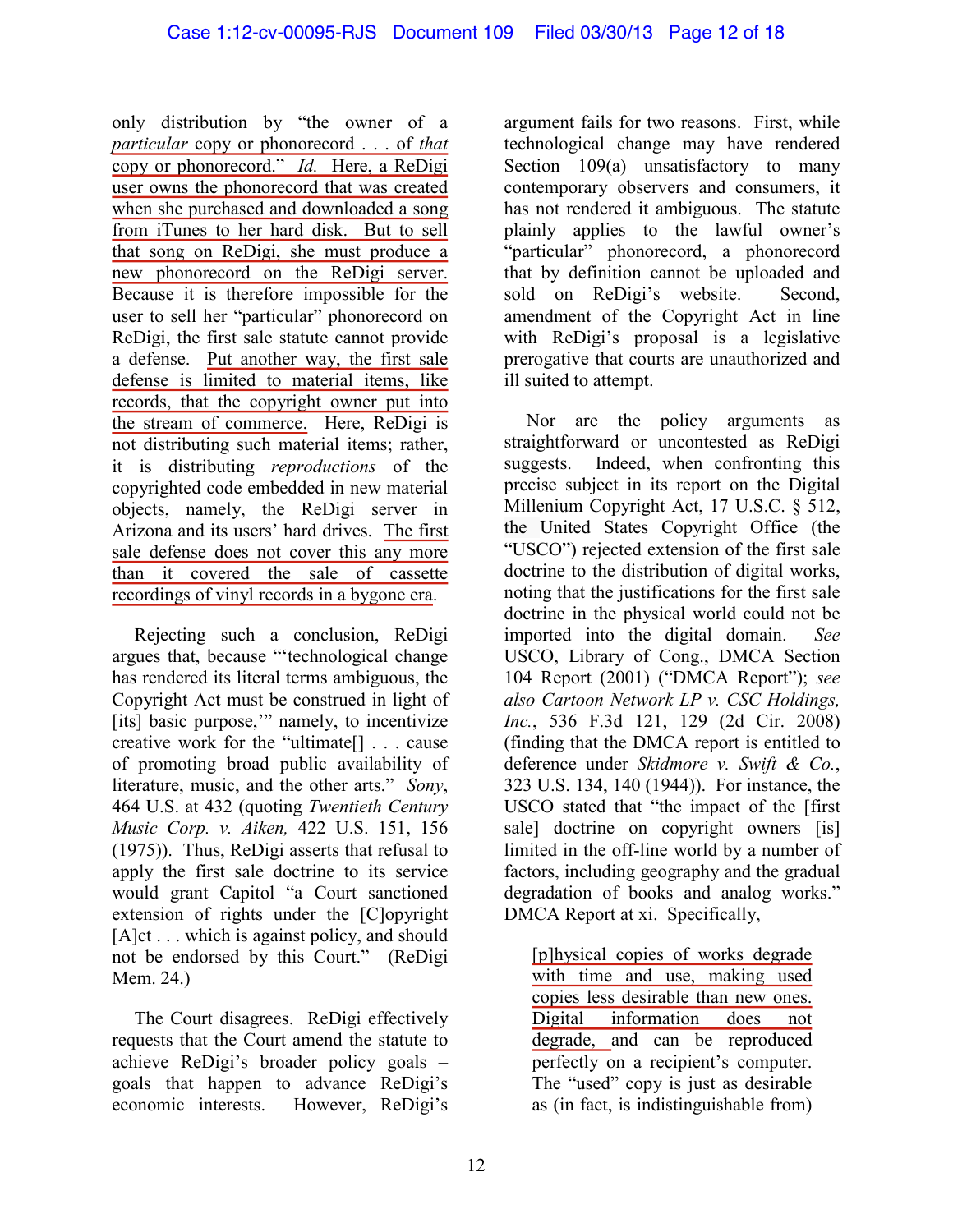only distribution by "the owner of a *particular* copy or phonorecord . . . of *that* copy or phonorecord." *Id.* Here, a ReDigi user owns the phonorecord that was created when she purchased and downloaded a song from iTunes to her hard disk. But to sell that song on ReDigi, she must produce a new phonorecord on the ReDigi server. Because it is therefore impossible for the user to sell her "particular" phonorecord on ReDigi, the first sale statute cannot provide a defense. Put another way, the first sale defense is limited to material items, like records, that the copyright owner put into the stream of commerce. Here, ReDigi is not distributing such material items; rather, it is distributing *reproductions* of the copyrighted code embedded in new material objects, namely, the ReDigi server in Arizona and its users' hard drives. The first sale defense does not cover this any more than it covered the sale of cassette recordings of vinyl records in a bygone era.

Rejecting such a conclusion, ReDigi argues that, because "'technological change has rendered its literal terms ambiguous, the Copyright Act must be construed in light of [its] basic purpose,'" namely, to incentivize creative work for the "ultimate[] . . . cause of promoting broad public availability of literature, music, and the other arts." *Sony*, 464 U.S. at 432 (quoting *Twentieth Century Music Corp. v. Aiken,* 422 U.S. 151, 156 (1975)). Thus, ReDigi asserts that refusal to apply the first sale doctrine to its service would grant Capitol "a Court sanctioned extension of rights under the [C]opyright [A]ct . . . which is against policy, and should not be endorsed by this Court." (ReDigi Mem. 24.)

The Court disagrees. ReDigi effectively requests that the Court amend the statute to achieve ReDigi's broader policy goals – goals that happen to advance ReDigi's economic interests. However, ReDigi's argument fails for two reasons. First, while technological change may have rendered Section 109(a) unsatisfactory to many contemporary observers and consumers, it has not rendered it ambiguous. The statute plainly applies to the lawful owner's "particular" phonorecord, a phonorecord that by definition cannot be uploaded and sold on ReDigi's website. Second, amendment of the Copyright Act in line with ReDigi's proposal is a legislative prerogative that courts are unauthorized and ill suited to attempt.

Nor are the policy arguments as straightforward or uncontested as ReDigi suggests. Indeed, when confronting this precise subject in its report on the Digital Millenium Copyright Act, 17 U.S.C. § 512, the United States Copyright Office (the "USCO") rejected extension of the first sale doctrine to the distribution of digital works, noting that the justifications for the first sale doctrine in the physical world could not be imported into the digital domain. *See* USCO, Library of Cong., DMCA Section 104 Report (2001) ("DMCA Report"); *see also Cartoon Network LP v. CSC Holdings, Inc.*, 536 F.3d 121, 129 (2d Cir. 2008) (finding that the DMCA report is entitled to deference under *Skidmore v. Swift & Co.*, 323 U.S. 134, 140 (1944)). For instance, the USCO stated that "the impact of the [first sale] doctrine on copyright owners [is] limited in the off-line world by a number of factors, including geography and the gradual degradation of books and analog works." DMCA Report at xi. Specifically,

> [p]hysical copies of works degrade with time and use, making used copies less desirable than new ones. Digital information does not degrade, and can be reproduced perfectly on a recipient's computer. The "used" copy is just as desirable as (in fact, is indistinguishable from)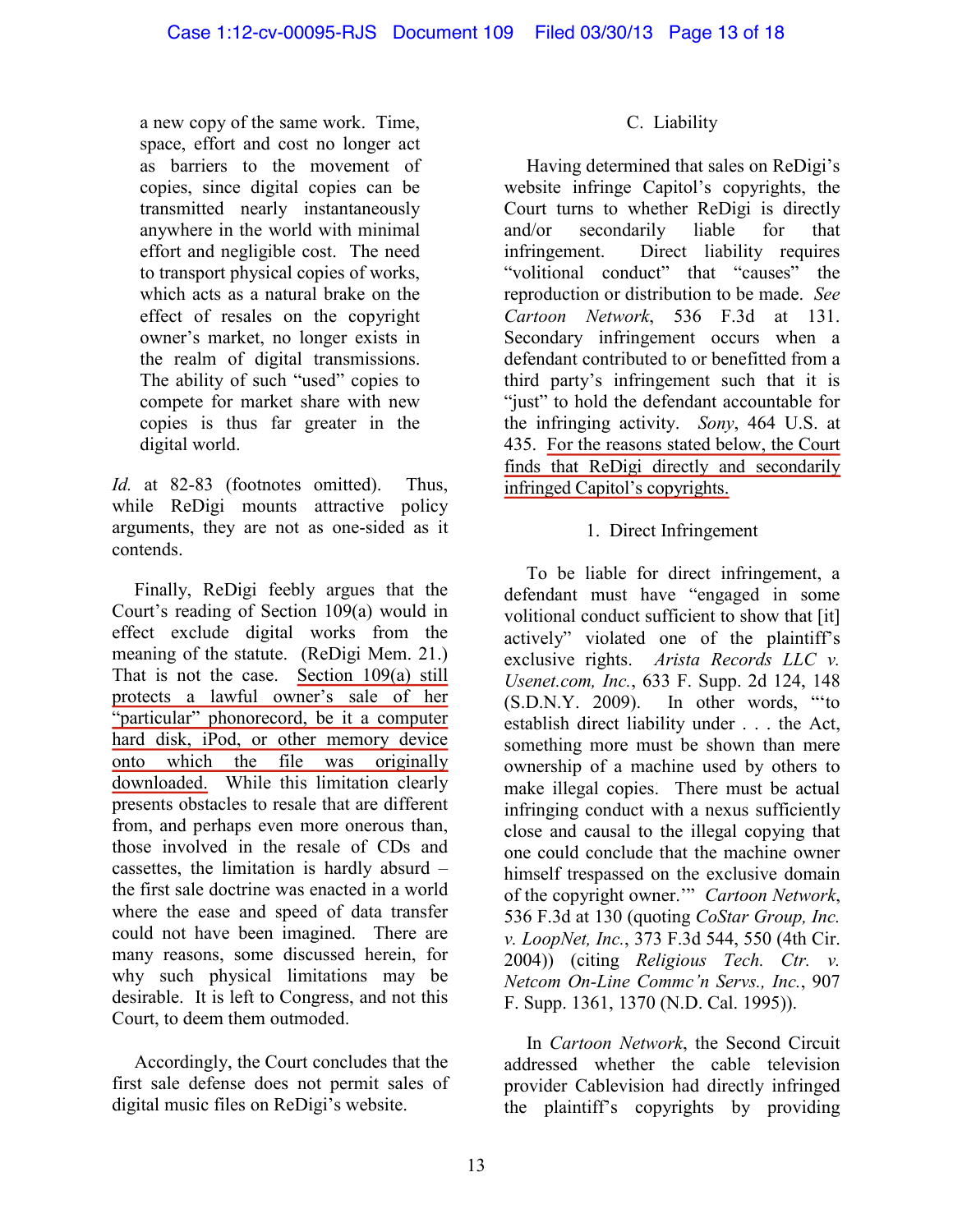> a new copy of the same work. Time, space, effort and cost no longer act as barriers to the movement of copies, since digital copies can be transmitted nearly instantaneously anywhere in the world with minimal effort and negligible cost. The need to transport physical copies of works, which acts as a natural brake on the effect of resales on the copyright owner's market, no longer exists in the realm of digital transmissions. The ability of such "used" copies to compete for market share with new copies is thus far greater in the digital world.

*Id.* at 82-83 (footnotes omitted). Thus, while ReDigi mounts attractive policy arguments, they are not as one-sided as it contends.

Finally, ReDigi feebly argues that the Court's reading of Section 109(a) would in effect exclude digital works from the meaning of the statute. (ReDigi Mem. 21.) That is not the case. Section 109(a) still protects a lawful owner's sale of her "particular" phonorecord, be it a computer hard disk, iPod, or other memory device onto which the file was originally downloaded. While this limitation clearly presents obstacles to resale that are different from, and perhaps even more onerous than, those involved in the resale of CDs and cassettes, the limitation is hardly absurd – the first sale doctrine was enacted in a world where the ease and speed of data transfer could not have been imagined. There are many reasons, some discussed herein, for why such physical limitations may be desirable. It is left to Congress, and not this Court, to deem them outmoded.

Accordingly, the Court concludes that the first sale defense does not permit sales of digital music files on ReDigi's website.

### C. Liability

Having determined that sales on ReDigi's website infringe Capitol's copyrights, the Court turns to whether ReDigi is directly and/or secondarily liable for that infringement. Direct liability requires "volitional conduct" that "causes" the reproduction or distribution to be made. *See Cartoon Network*, 536 F.3d at 131. Secondary infringement occurs when a defendant contributed to or benefitted from a third party's infringement such that it is "just" to hold the defendant accountable for the infringing activity. *Sony*, 464 U.S. at 435. For the reasons stated below, the Court finds that ReDigi directly and secondarily infringed Capitol's copyrights.

#### 1. Direct Infringement

To be liable for direct infringement, a defendant must have "engaged in some volitional conduct sufficient to show that [it] actively" violated one of the plaintiff's exclusive rights. *Arista Records LLC v. Usenet.com, Inc.*, 633 F. Supp. 2d 124, 148 (S.D.N.Y. 2009). In other words, "'to establish direct liability under . . . the Act, something more must be shown than mere ownership of a machine used by others to make illegal copies. There must be actual infringing conduct with a nexus sufficiently close and causal to the illegal copying that one could conclude that the machine owner himself trespassed on the exclusive domain of the copyright owner.'" *Cartoon Network*, 536 F.3d at 130 (quoting *CoStar Group, Inc. v. LoopNet, Inc.*, 373 F.3d 544, 550 (4th Cir. 2004)) (citing *Religious Tech. Ctr. v. Netcom On-Line Commc'n Servs., Inc.*, 907 F. Supp. 1361, 1370 (N.D. Cal. 1995)).

In *Cartoon Network*, the Second Circuit addressed whether the cable television provider Cablevision had directly infringed the plaintiff's copyrights by providing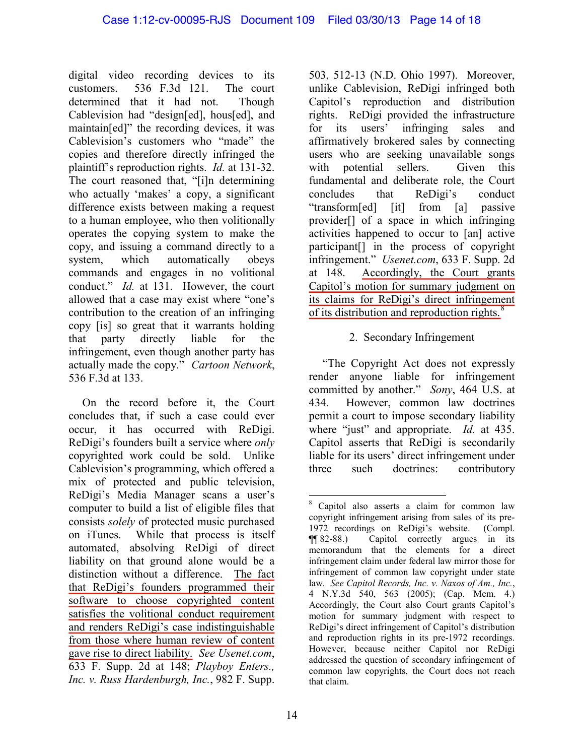digital video recording devices to its customers. 536 F.3d 121. The court determined that it had not. Though Cablevision had "design[ed], hous[ed], and maintain[ed]" the recording devices, it was Cablevision's customers who "made" the copies and therefore directly infringed the plaintiff's reproduction rights. *Id.* at 131-32. The court reasoned that, "[i]n determining who actually 'makes' a copy, a significant difference exists between making a request to a human employee, who then volitionally operates the copying system to make the copy, and issuing a command directly to a system, which automatically obeys commands and engages in no volitional conduct." *Id.* at 131. However, the court allowed that a case may exist where "one's contribution to the creation of an infringing copy [is] so great that it warrants holding that party directly liable for the infringement, even though another party has actually made the copy." *Cartoon Network*, 536 F.3d at 133.

On the record before it, the Court concludes that, if such a case could ever occur, it has occurred with ReDigi. ReDigi's founders built a service where *only* copyrighted work could be sold. Unlike Cablevision's programming, which offered a mix of protected and public television, ReDigi's Media Manager scans a user's computer to build a list of eligible files that consists *solely* of protected music purchased on iTunes. While that process is itself automated, absolving ReDigi of direct liability on that ground alone would be a distinction without a difference. The fact that ReDigi's founders programmed their software to choose copyrighted content satisfies the volitional conduct requirement and renders ReDigi's case indistinguishable from those where human review of content gave rise to direct liability. *See Usenet.com*, 633 F. Supp. 2d at 148; *Playboy Enters., Inc. v. Russ Hardenburgh, Inc.*, 982 F. Supp. 503, 512-13 (N.D. Ohio 1997). Moreover, unlike Cablevision, ReDigi infringed both Capitol's reproduction and distribution rights. ReDigi provided the infrastructure for its users' infringing sales and affirmatively brokered sales by connecting users who are seeking unavailable songs with potential sellers. Given this fundamental and deliberate role, the Court concludes that ReDigi's conduct "transform[ed] [it] from [a] passive provider[] of a space in which infringing activities happened to occur to [an] active participant[] in the process of copyright infringement." *Usenet.com*, 633 F. Supp. 2d at 148. Accordingly, the Court grants Capitol's motion for summary judgment on its claims for ReDigi's direct infringement of its distribution and reproduction rights.[8]

2. Secondary Infringement

"The Copyright Act does not expressly render anyone liable for infringement committed by another." *Sony*, 464 U.S. at 434. However, common law doctrines permit a court to impose secondary liability where "just" and appropriate. *Id.* at 435. Capitol asserts that ReDigi is secondarily liable for its users' direct infringement under three such doctrines: contributory

---

[8] Capitol also asserts a claim for common law copyright infringement arising from sales of its pre-1972 recordings on ReDigi's website. (Compl. ¶¶ 82-88.) Capitol correctly argues in its memorandum that the elements for a direct infringement claim under federal law mirror those for infringement of common law copyright under state law. *See Capitol Records, Inc. v. Naxos of Am., Inc.*, 4 N.Y.3d 540, 563 (2005); (Cap. Mem. 4.) Accordingly, the Court also Court grants Capitol's motion for summary judgment with respect to ReDigi's direct infringement of Capitol's distribution and reproduction rights in its pre-1972 recordings. However, because neither Capitol nor ReDigi addressed the question of secondary infringement of common law copyrights, the Court does not reach that claim.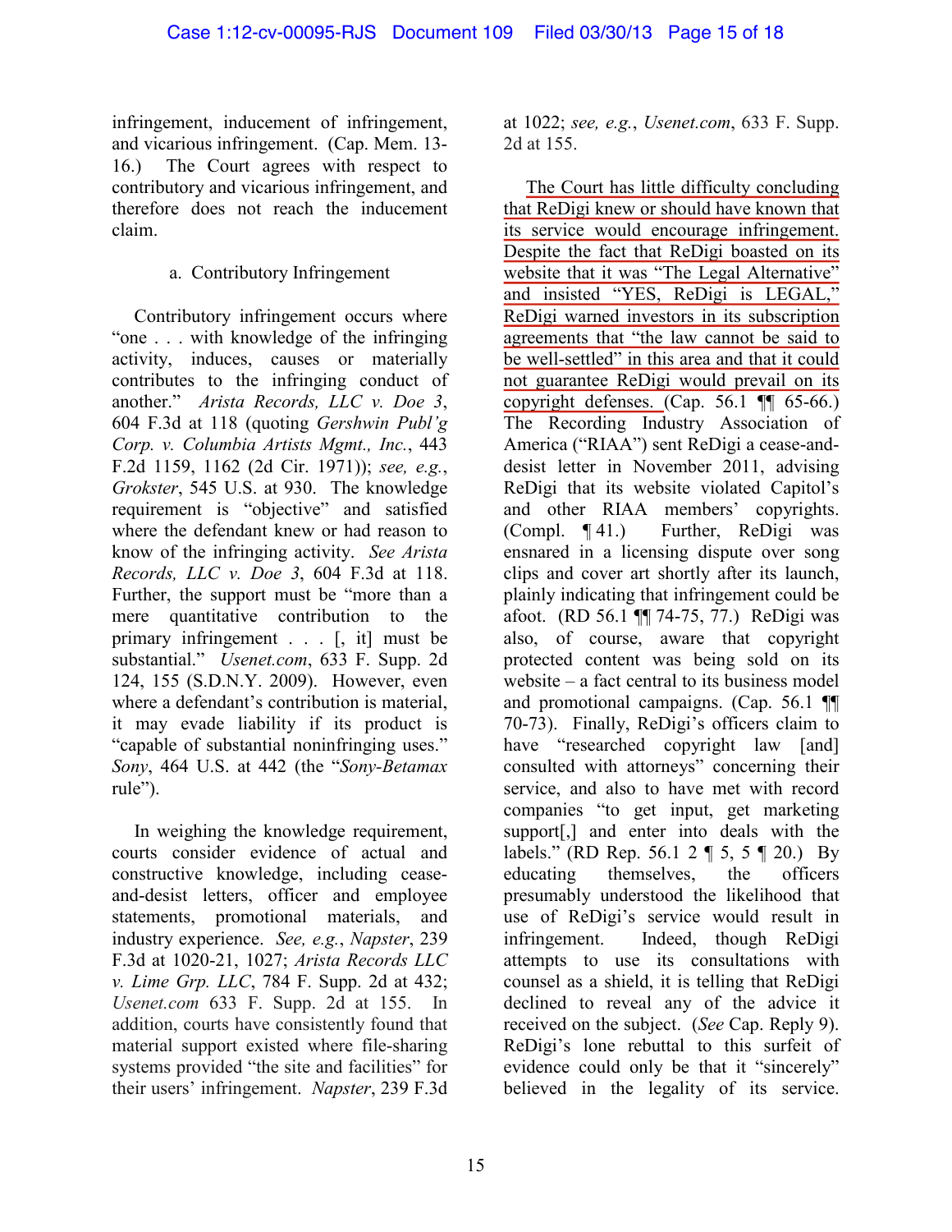infringement, inducement of infringement, and vicarious infringement. (Cap. Mem. 13-16.) The Court agrees with respect to contributory and vicarious infringement, and therefore does not reach the inducement claim.

a. Contributory Infringement

Contributory infringement occurs where "one . . . with knowledge of the infringing activity, induces, causes or materially contributes to the infringing conduct of another." *Arista Records, LLC v. Doe 3*, 604 F.3d at 118 (quoting *Gershwin Publ'g Corp. v. Columbia Artists Mgmt., Inc.*, 443 F.2d 1159, 1162 (2d Cir. 1971)); *see, e.g.*, *Grokster*, 545 U.S. at 930. The knowledge requirement is "objective" and satisfied where the defendant knew or had reason to know of the infringing activity. *See Arista Records, LLC v. Doe 3*, 604 F.3d at 118. Further, the support must be "more than a mere quantitative contribution to the primary infringement . . . [, it] must be substantial." *Usenet.com*, 633 F. Supp. 2d 124, 155 (S.D.N.Y. 2009). However, even where a defendant's contribution is material, it may evade liability if its product is "capable of substantial noninfringing uses." *Sony*, 464 U.S. at 442 (the "*Sony-Betamax* rule").

In weighing the knowledge requirement, courts consider evidence of actual and constructive knowledge, including cease-and-desist letters, officer and employee statements, promotional materials, and industry experience. *See, e.g.*, *Napster*, 239 F.3d at 1020-21, 1027; *Arista Records LLC v. Lime Grp. LLC*, 784 F. Supp. 2d at 432; *Usenet.com* 633 F. Supp. 2d at 155. In addition, courts have consistently found that material support existed where file-sharing systems provided "the site and facilities" for their users' infringement. *Napster*, 239 F.3d at 1022; *see, e.g.*, *Usenet.com*, 633 F. Supp. 2d at 155.

The Court has little difficulty concluding that ReDigi knew or should have known that its service would encourage infringement. Despite the fact that ReDigi boasted on its website that it was "The Legal Alternative" and insisted "YES, ReDigi is LEGAL," ReDigi warned investors in its subscription agreements that "the law cannot be said to be well-settled" in this area and that it could not guarantee ReDigi would prevail on its copyright defenses. (Cap. 56.1 ¶¶ 65-66.) The Recording Industry Association of America ("RIAA") sent ReDigi a cease-and-desist letter in November 2011, advising ReDigi that its website violated Capitol's and other RIAA members' copyrights. (Compl. ¶ 41.) Further, ReDigi was ensnared in a licensing dispute over song clips and cover art shortly after its launch, plainly indicating that infringement could be afoot. (RD 56.1 ¶¶ 74-75, 77.) ReDigi was also, of course, aware that copyright protected content was being sold on its website – a fact central to its business model and promotional campaigns. (Cap. 56.1 ¶¶ 70-73). Finally, ReDigi's officers claim to have "researched copyright law [and] consulted with attorneys" concerning their service, and also to have met with record companies "to get input, get marketing support[,] and enter into deals with the labels." (RD Rep. 56.1 2 ¶ 5, 5 ¶ 20.) By educating themselves, the officers presumably understood the likelihood that use of ReDigi's service would result in infringement. Indeed, though ReDigi attempts to use its consultations with counsel as a shield, it is telling that ReDigi declined to reveal any of the advice it received on the subject. (*See* Cap. Reply 9). ReDigi's lone rebuttal to this surfeit of evidence could only be that it "sincerely" believed in the legality of its service.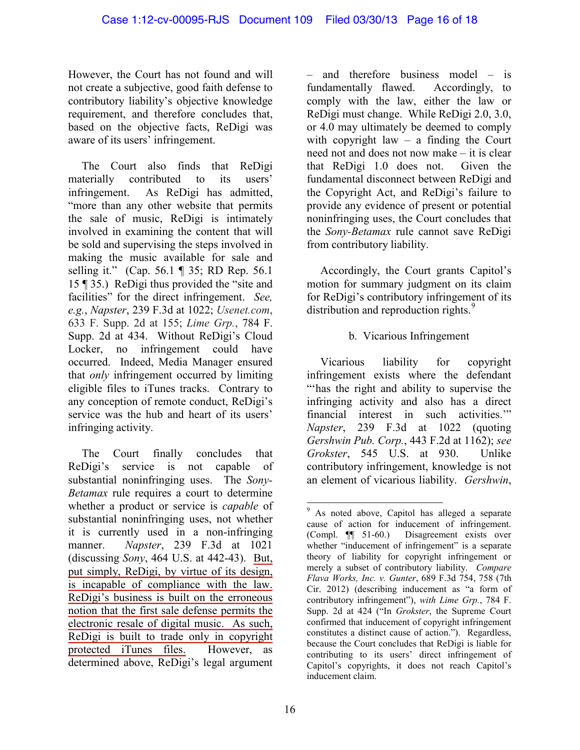However, the Court has not found and will not create a subjective, good faith defense to contributory liability's objective knowledge requirement, and therefore concludes that, based on the objective facts, ReDigi was aware of its users' infringement.

The Court also finds that ReDigi materially contributed to its users' infringement. As ReDigi has admitted, "more than any other website that permits the sale of music, ReDigi is intimately involved in examining the content that will be sold and supervising the steps involved in making the music available for sale and selling it." (Cap. 56.1 ¶ 35; RD Rep. 56.1 15 ¶ 35.) ReDigi thus provided the "site and facilities" for the direct infringement. *See, e.g.*, *Napster*, 239 F.3d at 1022; *Usenet.com*, 633 F. Supp. 2d at 155; *Lime Grp.*, 784 F. Supp. 2d at 434. Without ReDigi's Cloud Locker, no infringement could have occurred. Indeed, Media Manager ensured that *only* infringement occurred by limiting eligible files to iTunes tracks. Contrary to any conception of remote conduct, ReDigi's service was the hub and heart of its users' infringing activity.

The Court finally concludes that ReDigi's service is not capable of substantial noninfringing uses. The *Sony-Betamax* rule requires a court to determine whether a product or service is *capable* of substantial noninfringing uses, not whether it is currently used in a non-infringing manner. *Napster*, 239 F.3d at 1021 (discussing *Sony*, 464 U.S. at 442-43). But, put simply, ReDigi, by virtue of its design, is incapable of compliance with the law. ReDigi's business is built on the erroneous notion that the first sale defense permits the electronic resale of digital music. As such, ReDigi is built to trade only in copyright protected iTunes files. However, as determined above, ReDigi's legal argument – and therefore business model – is fundamentally flawed. Accordingly, to comply with the law, either the law or ReDigi must change. While ReDigi 2.0, 3.0, or 4.0 may ultimately be deemed to comply with copyright law – a finding the Court need not and does not now make – it is clear that ReDigi 1.0 does not. Given the fundamental disconnect between ReDigi and the Copyright Act, and ReDigi's failure to provide any evidence of present or potential noninfringing uses, the Court concludes that the *Sony-Betamax* rule cannot save ReDigi from contributory liability.

Accordingly, the Court grants Capitol's motion for summary judgment on its claim for ReDigi's contributory infringement of its distribution and reproduction rights.[9]

### b. Vicarious Infringement

Vicarious liability for copyright infringement exists where the defendant "'has the right and ability to supervise the infringing activity and also has a direct financial interest in such activities.'" *Napster*, 239 F.3d at 1022 (quoting *Gershwin Pub. Corp.*, 443 F.2d at 1162); *see Grokster*, 545 U.S. at 930. Unlike contributory infringement, knowledge is not an element of vicarious liability. *Gershwin*,

---

[9] As noted above, Capitol has alleged a separate cause of action for inducement of infringement. (Compl. ¶¶ 51-60.) Disagreement exists over whether "inducement of infringement" is a separate theory of liability for copyright infringement or merely a subset of contributory liability. *Compare Flava Works, Inc. v. Gunter*, 689 F.3d 754, 758 (7th Cir. 2012) (describing inducement as "a form of contributory infringement"), *with Lime Grp.*, 784 F. Supp. 2d at 424 ("In *Grokster*, the Supreme Court confirmed that inducement of copyright infringement constitutes a distinct cause of action."). Regardless, because the Court concludes that ReDigi is liable for contributing to its users' direct infringement of Capitol's copyrights, it does not reach Capitol's inducement claim.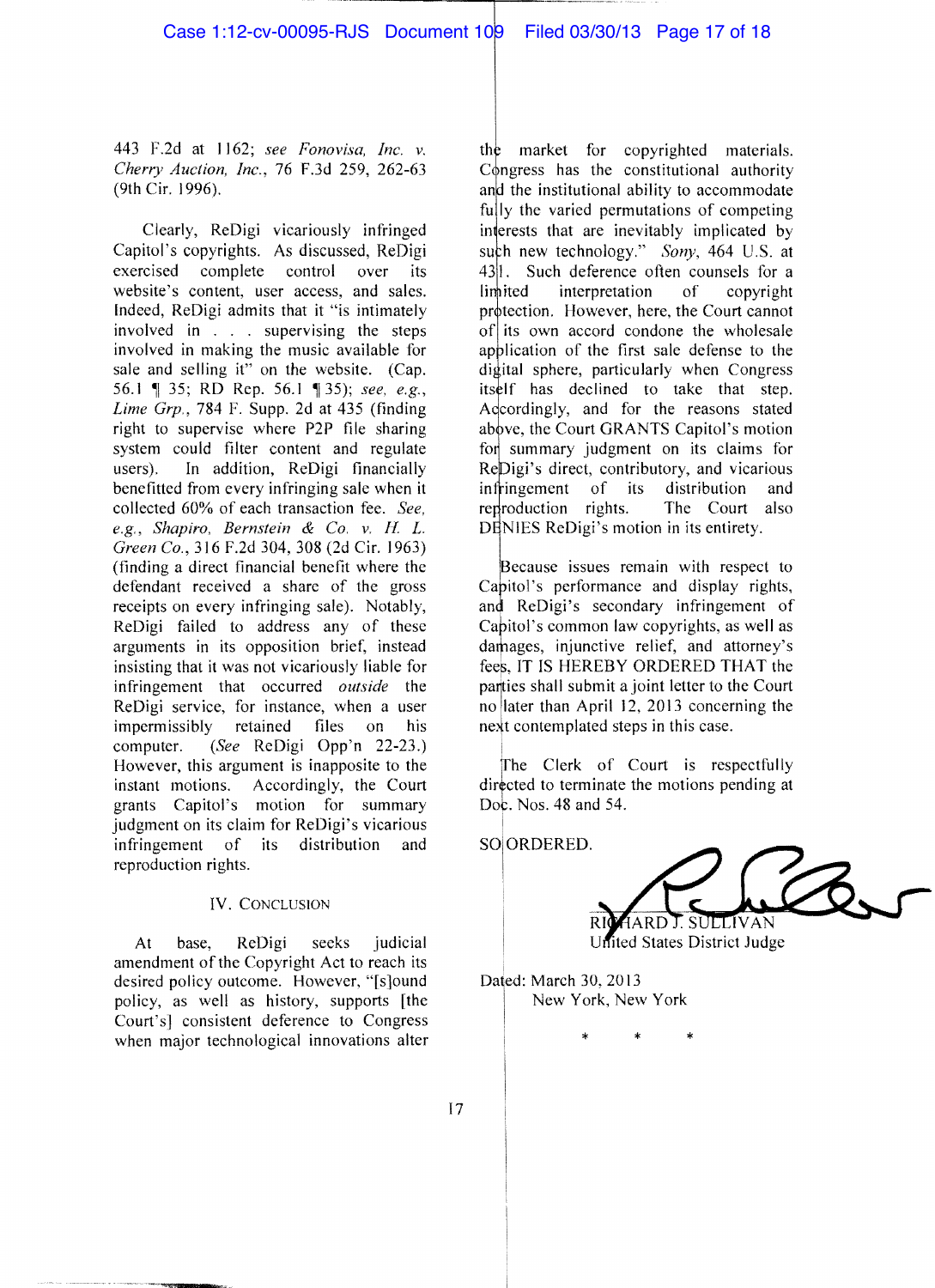443 F.2d at 1162; *see Fonovisa, Inc. v. Cherry Auction, Inc.*, 76 F.3d 259, 262-63 (9th Cir. 1996).

Clearly, ReDigi vicariously infringed Capitol's copyrights. As discussed, ReDigi exercised complete control over its website's content, user access, and sales. Indeed, ReDigi admits that it "is intimately involved in . . . supervising the steps involved in making the music available for sale and selling it" on the website. (Cap. 56.1 ¶ 35; RD Rep. 56.1 ¶ 35); *see, e.g.*, *Lime Grp.*, 784 F. Supp. 2d at 435 (finding right to supervise where P2P file sharing system could filter content and regulate users). In addition, ReDigi financially benefitted from every infringing sale when it collected 60% of each transaction fee. *See, e.g.*, *Shapiro, Bernstein & Co. v. H. L. Green Co.*, 316 F.2d 304, 308 (2d Cir. 1963) (finding a direct financial benefit where the defendant received a share of the gross receipts on every infringing sale). Notably, ReDigi failed to address any of these arguments in its opposition brief, instead insisting that it was not vicariously liable for infringement that occurred *outside* the ReDigi service, for instance, when a user impermissibly retained files on his computer. (*See* ReDigi Opp'n 22-23.) However, this argument is inapposite to the instant motions. Accordingly, the Court grants Capitol's motion for summary judgment on its claim for ReDigi's vicarious infringement of its distribution and reproduction rights.

## IV. Conclusion

At base, ReDigi seeks judicial amendment of the Copyright Act to reach its desired policy outcome. However, "[s]ound policy, as well as history, supports [the Court's] consistent deference to Congress when major technological innovations alter the market for copyrighted materials. Congress has the constitutional authority and the institutional ability to accommodate fully the varied permutations of competing interests that are inevitably implicated by such new technology." *Sony*, 464 U.S. at 431. Such deference often counsels for a limited interpretation of copyright protection. However, here, the Court cannot of its own accord condone the wholesale application of the first sale defense to the digital sphere, particularly when Congress itself has declined to take that step. Accordingly, and for the reasons stated above, the Court GRANTS Capitol's motion for summary judgment on its claims for ReDigi's direct, contributory, and vicarious infringement of its distribution and reproduction rights. The Court also DENIES ReDigi's motion in its entirety.

Because issues remain with respect to Capitol's performance and display rights, and ReDigi's secondary infringement of Capitol's common law copyrights, as well as damages, injunctive relief, and attorney's fees, IT IS HEREBY ORDERED THAT the parties shall submit a joint letter to the Court no later than April 12, 2013 concerning the next contemplated steps in this case.

The Clerk of Court is respectfully directed to terminate the motions pending at Doc. Nos. 48 and 54.

SO ORDERED.

RICHARD J. SULLIVAN
United States District Judge

Dated: March 30, 2013
New York, New York

\* \* \*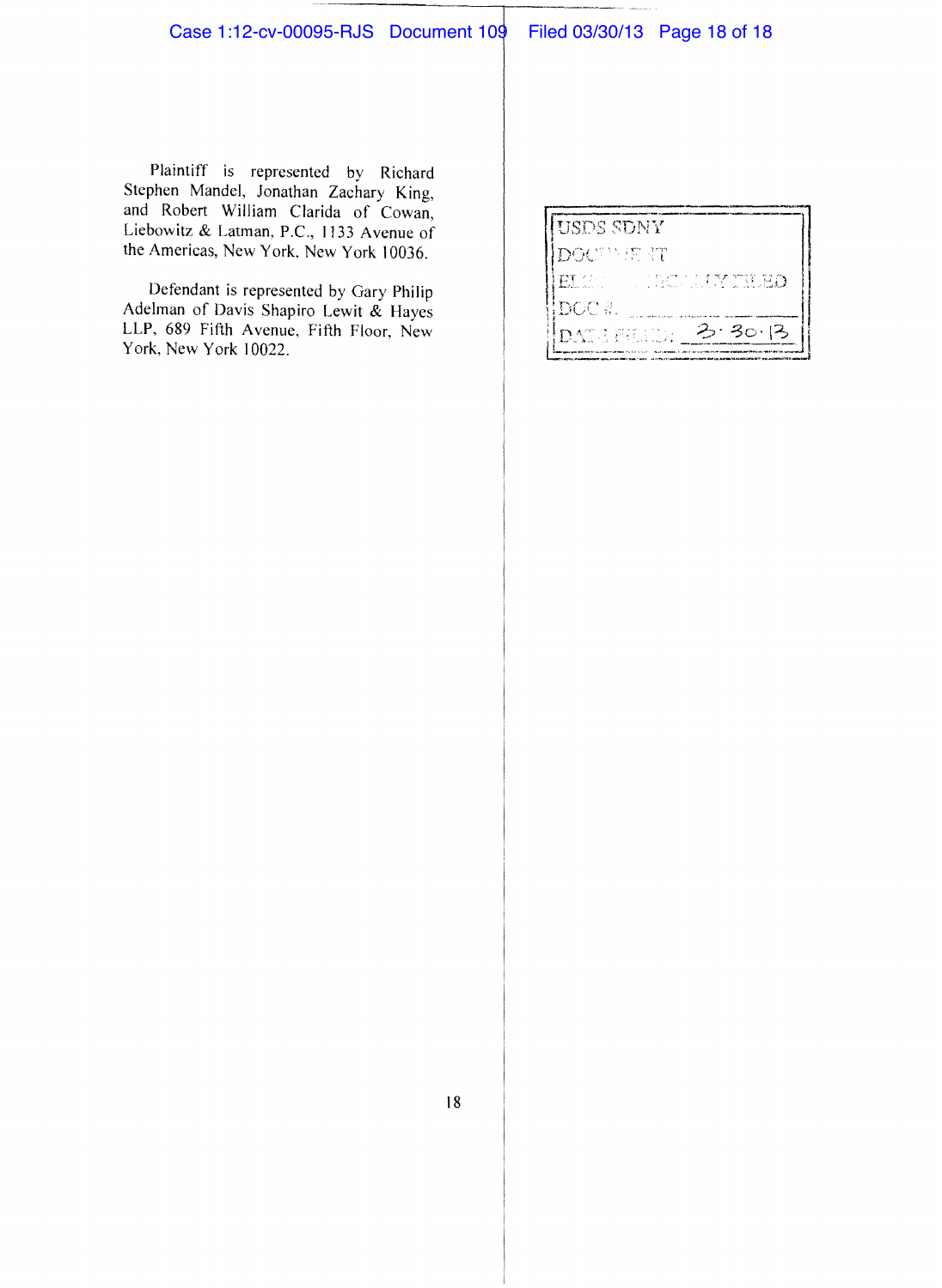Plaintiff is represented by Richard Stephen Mandel, Jonathan Zachary King, and Robert William Clarida of Cowan, Liebowitz & Latman, P.C., 1133 Avenue of the Americas, New York, New York 10036.

Defendant is represented by Gary Philip Adelman of Davis Shapiro Lewit & Hayes LLP, 689 Fifth Avenue, Fifth Floor, New York, New York 10022.

USDS SDNY
DOCUMENT
ELECTRONICALLY FILED
DOC #:
DATE FILED: 3·30·13